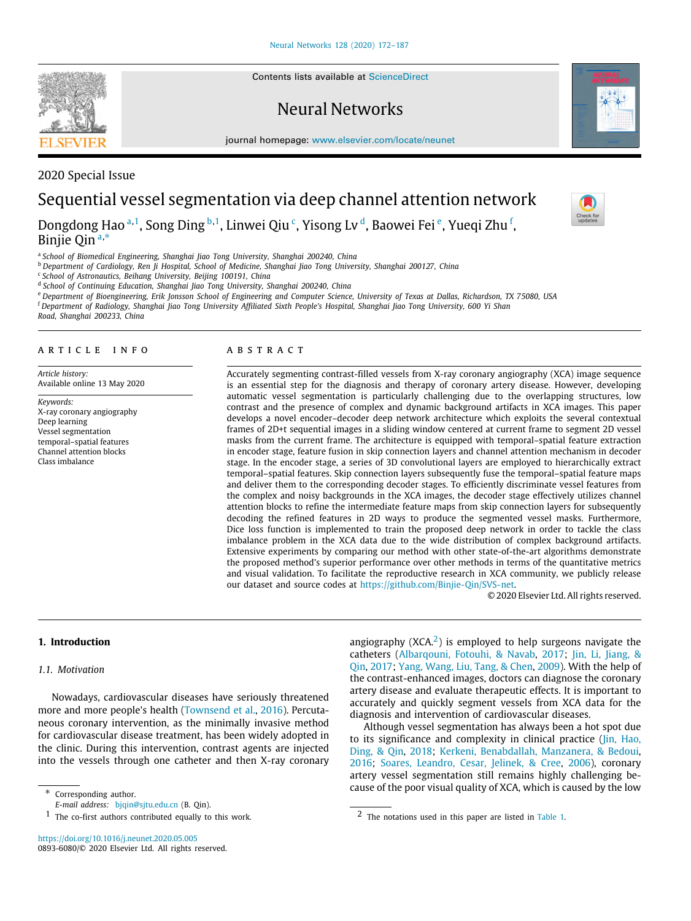2020 Special Issue

# Sequential vessel segmentation via deep channel attention network

Dongdong Hao [a,1], Song Ding [b,1], Linwei Qiu [c], Yisong Lv [d], Baowei Fei [e], Yueqi Zhu [f], Binjie Qin [a,*]

[a] School of Biomedical Engineering, Shanghai Jiao Tong University, Shanghai 200240, China
[b] Department of Cardiology, Ren Ji Hospital, School of Medicine, Shanghai Jiao Tong University, Shanghai 200127, China
[c] School of Astronautics, Beihang University, Beijing 100191, China
[d] School of Continuing Education, Shanghai Jiao Tong University, Shanghai 200240, China
[e] Department of Bioengineering, Erik Jonsson School of Engineering and Computer Science, University of Texas at Dallas, Richardson, TX 75080, USA
[f] Department of Radiology, Shanghai Jiao Tong University Affiliated Sixth People's Hospital, Shanghai Jiao Tong University, 600 Yi Shan Road, Shanghai 200233, China

## ARTICLE INFO

*Article history:*
Available online 13 May 2020

*Keywords:*
X-ray coronary angiography
Deep learning
Vessel segmentation
temporal–spatial features
Channel attention blocks
Class imbalance

## ABSTRACT

Accurately segmenting contrast-filled vessels from X-ray coronary angiography (XCA) image sequence is an essential step for the diagnosis and therapy of coronary artery disease. However, developing automatic vessel segmentation is particularly challenging due to the overlapping structures, low contrast and the presence of complex and dynamic background artifacts in XCA images. This paper develops a novel encoder–decoder deep network architecture which exploits the several contextual frames of 2D+t sequential images in a sliding window centered at current frame to segment 2D vessel masks from the current frame. The architecture is equipped with temporal–spatial feature extraction in encoder stage, feature fusion in skip connection layers and channel attention mechanism in decoder stage. In the encoder stage, a series of 3D convolutional layers are employed to hierarchically extract temporal–spatial features. Skip connection layers subsequently fuse the temporal–spatial feature maps and deliver them to the corresponding decoder stages. To efficiently discriminate vessel features from the complex and noisy backgrounds in the XCA images, the decoder stage effectively utilizes channel attention blocks to refine the intermediate feature maps from skip connection layers for subsequently decoding the refined features in 2D ways to produce the segmented vessel masks. Furthermore, Dice loss function is implemented to train the proposed deep network in order to tackle the class imbalance problem in the XCA data due to the wide distribution of complex background artifacts. Extensive experiments by comparing our method with other state-of-the-art algorithms demonstrate the proposed method's superior performance over other methods in terms of the quantitative metrics and visual validation. To facilitate the reproductive research in XCA community, we publicly release our dataset and source codes at https://github.com/Binjie-Qin/SVS-net.

© 2020 Elsevier Ltd. All rights reserved.

## 1. Introduction

### 1.1. Motivation

Nowadays, cardiovascular diseases have seriously threatened more and more people's health (Townsend et al., 2016). Percutaneous coronary intervention, as the minimally invasive method for cardiovascular disease treatment, has been widely adopted in the clinic. During this intervention, contrast agents are injected into the vessels through one catheter and then X-ray coronary angiography (XCA.[2]) is employed to help surgeons navigate the catheters (Albarqouni, Fotouhi, & Navab, 2017; Jin, Li, Jiang, & Qin, 2017; Yang, Wang, Liu, Tang, & Chen, 2009). With the help of the contrast-enhanced images, doctors can diagnose the coronary artery disease and evaluate therapeutic effects. It is important to accurately and quickly segment vessels from XCA data for the diagnosis and intervention of cardiovascular diseases.

Although vessel segmentation has always been a hot spot due to its significance and complexity in clinical practice (Jin, Hao, Ding, & Qin, 2018; Kerkeni, Benabdallah, Manzanera, & Bedoui, 2016; Soares, Leandro, Cesar, Jelinek, & Cree, 2006), coronary artery vessel segmentation still remains highly challenging because of the poor visual quality of XCA, which is caused by the low

\* Corresponding author.
E-mail address: bjqin@sjtu.edu.cn (B. Qin).
[1] The co-first authors contributed equally to this work.
[2] The notations used in this paper are listed in Table 1.

https://doi.org/10.1016/j.neunet.2020.05.005
0893-6080/© 2020 Elsevier Ltd. All rights reserved.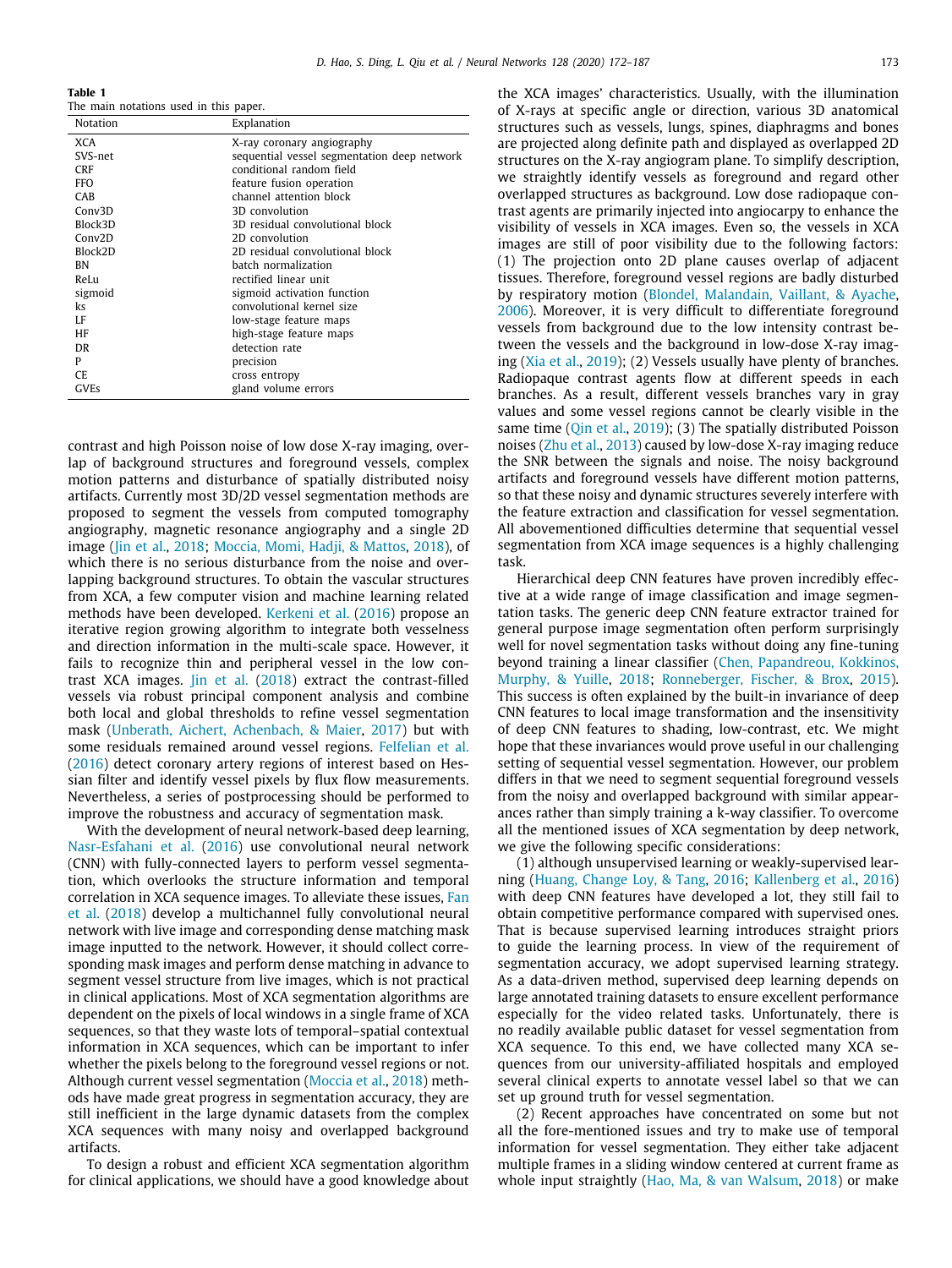**Table 1**
The main notations used in this paper.

| Notation | Explanation |
|---|---|
| XCA | X-ray coronary angiography |
| SVS-net | sequential vessel segmentation deep network |
| CRF | conditional random field |
| FFO | feature fusion operation |
| CAB | channel attention block |
| Conv3D | 3D convolution |
| Block3D | 3D residual convolutional block |
| Conv2D | 2D convolution |
| Block2D | 2D residual convolutional block |
| BN | batch normalization |
| ReLu | rectified linear unit |
| sigmoid | sigmoid activation function |
| ks | convolutional kernel size |
| LF | low-stage feature maps |
| HF | high-stage feature maps |
| DR | detection rate |
| P | precision |
| CE | cross entropy |
| GVEs | gland volume errors |

contrast and high Poisson noise of low dose X-ray imaging, overlap of background structures and foreground vessels, complex motion patterns and disturbance of spatially distributed noisy artifacts. Currently most 3D/2D vessel segmentation methods are proposed to segment the vessels from computed tomography angiography, magnetic resonance angiography and a single 2D image (Jin et al., 2018; Moccia, Momi, Hadji, & Mattos, 2018), of which there is no serious disturbance from the noise and overlapping background structures. To obtain the vascular structures from XCA, a few computer vision and machine learning related methods have been developed. Kerkeni et al. (2016) propose an iterative region growing algorithm to integrate both vesselness and direction information in the multi-scale space. However, it fails to recognize thin and peripheral vessel in the low contrast XCA images. Jin et al. (2018) extract the contrast-filled vessels via robust principal component analysis and combine both local and global thresholds to refine vessel segmentation mask (Unberath, Aichert, Achenbach, & Maier, 2017) but with some residuals remained around vessel regions. Felfelian et al. (2016) detect coronary artery regions of interest based on Hessian filter and identify vessel pixels by flux flow measurements. Nevertheless, a series of postprocessing should be performed to improve the robustness and accuracy of segmentation mask.

With the development of neural network-based deep learning, Nasr-Esfahani et al. (2016) use convolutional neural network (CNN) with fully-connected layers to perform vessel segmentation, which overlooks the structure information and temporal correlation in XCA sequence images. To alleviate these issues, Fan et al. (2018) develop a multichannel fully convolutional neural network with live image and corresponding dense matching mask image inputted to the network. However, it should collect corresponding mask images and perform dense matching in advance to segment vessel structure from live images, which is not practical in clinical applications. Most of XCA segmentation algorithms are dependent on the pixels of local windows in a single frame of XCA sequences, so that they waste lots of temporal–spatial contextual information in XCA sequences, which can be important to infer whether the pixels belong to the foreground vessel regions or not. Although current vessel segmentation (Moccia et al., 2018) methods have made great progress in segmentation accuracy, they are still inefficient in the large dynamic datasets from the complex XCA sequences with many noisy and overlapped background artifacts.

To design a robust and efficient XCA segmentation algorithm for clinical applications, we should have a good knowledge about the XCA images' characteristics. Usually, with the illumination of X-rays at specific angle or direction, various 3D anatomical structures such as vessels, lungs, spines, diaphragms and bones are projected along definite path and displayed as overlapped 2D structures on the X-ray angiogram plane. To simplify description, we straightly identify vessels as foreground and regard other overlapped structures as background. Low dose radiopaque contrast agents are primarily injected into angiocarpy to enhance the visibility of vessels in XCA images. Even so, the vessels in XCA images are still of poor visibility due to the following factors: (1) The projection onto 2D plane causes overlap of adjacent tissues. Therefore, foreground vessel regions are badly disturbed by respiratory motion (Blondel, Malandain, Vaillant, & Ayache, 2006). Moreover, it is very difficult to differentiate foreground vessels from background due to the low intensity contrast between the vessels and the background in low-dose X-ray imaging (Xia et al., 2019); (2) Vessels usually have plenty of branches. Radiopaque contrast agents flow at different speeds in each branches. As a result, different vessels branches vary in gray values and some vessel regions cannot be clearly visible in the same time (Qin et al., 2019); (3) The spatially distributed Poisson noises (Zhu et al., 2013) caused by low-dose X-ray imaging reduce the SNR between the signals and noise. The noisy background artifacts and foreground vessels have different motion patterns, so that these noisy and dynamic structures severely interfere with the feature extraction and classification for vessel segmentation. All abovementioned difficulties determine that sequential vessel segmentation from XCA image sequences is a highly challenging task.

Hierarchical deep CNN features have proven incredibly effective at a wide range of image classification and image segmentation tasks. The generic deep CNN feature extractor trained for general purpose image segmentation often perform surprisingly well for novel segmentation tasks without doing any fine-tuning beyond training a linear classifier (Chen, Papandreou, Kokkinos, Murphy, & Yuille, 2018; Ronneberger, Fischer, & Brox, 2015). This success is often explained by the built-in invariance of deep CNN features to local image transformation and the insensitivity of deep CNN features to shading, low-contrast, etc. We might hope that these invariances would prove useful in our challenging setting of sequential vessel segmentation. However, our problem differs in that we need to segment sequential foreground vessels from the noisy and overlapped background with similar appearances rather than simply training a k-way classifier. To overcome all the mentioned issues of XCA segmentation by deep network, we give the following specific considerations:

(1) although unsupervised learning or weakly-supervised learning (Huang, Change Loy, & Tang, 2016; Kallenberg et al., 2016) with deep CNN features have developed a lot, they still fail to obtain competitive performance compared with supervised ones. That is because supervised learning introduces straight priors to guide the learning process. In view of the requirement of segmentation accuracy, we adopt supervised learning strategy. As a data-driven method, supervised deep learning depends on large annotated training datasets to ensure excellent performance especially for the video related tasks. Unfortunately, there is no readily available public dataset for vessel segmentation from XCA sequence. To this end, we have collected many XCA sequences from our university-affiliated hospitals and employed several clinical experts to annotate vessel label so that we can set up ground truth for vessel segmentation.

(2) Recent approaches have concentrated on some but not all the fore-mentioned issues and try to make use of temporal information for vessel segmentation. They either take adjacent multiple frames in a sliding window centered at current frame as whole input straightly (Hao, Ma, & van Walsum, 2018) or make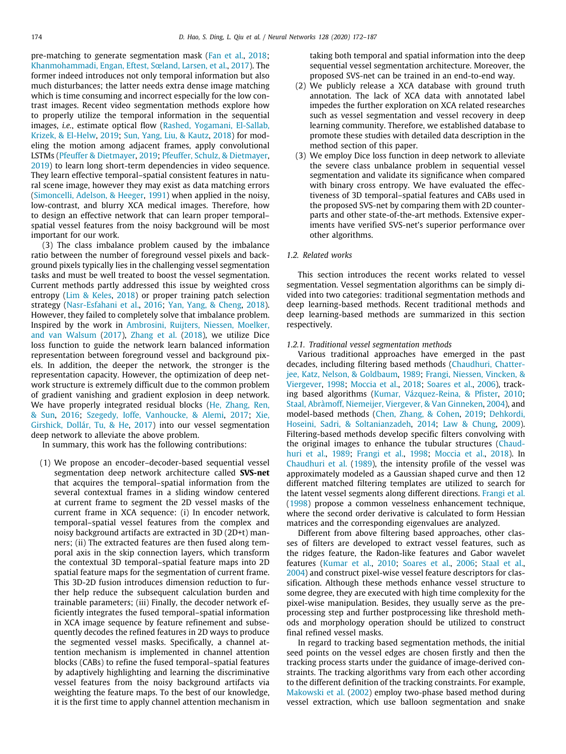pre-matching to generate segmentation mask (Fan et al., 2018; Khanmohammadi, Engan, Eftest, Sæland, Larsen, et al., 2017). The former indeed introduces not only temporal information but also much disturbances; the latter needs extra dense image matching which is time consuming and incorrect especially for the low contrast images. Recent video segmentation methods explore how to properly utilize the temporal information in the sequential images, *i.e.*, estimate optical flow (Rashed, Yogamani, El-Sallab, Krizek, & El-Helw, 2019; Sun, Yang, Liu, & Kautz, 2018) for modeling the motion among adjacent frames, apply convolutional LSTMs (Pfeuffer & Dietmayer, 2019; Pfeuffer, Schulz, & Dietmayer, 2019) to learn long short-term dependencies in video sequence. They learn effective temporal–spatial consistent features in natural scene image, however they may exist as data matching errors (Simoncelli, Adelson, & Heeger, 1991) when applied in the noisy, low-contrast, and blurry XCA medical images. Therefore, how to design an effective network that can learn proper temporal–spatial vessel features from the noisy background will be most important for our work.

(3) The class imbalance problem caused by the imbalance ratio between the number of foreground vessel pixels and background pixels typically lies in the challenging vessel segmentation tasks and must be well treated to boost the vessel segmentation. Current methods partly addressed this issue by weighted cross entropy (Lim & Keles, 2018) or proper training patch selection strategy (Nasr-Esfahani et al., 2016; Yan, Yang, & Cheng, 2018). However, they failed to completely solve that imbalance problem. Inspired by the work in Ambrosini, Ruijters, Niessen, Moelker, and van Walsum (2017), Zhang et al. (2018), we utilize Dice loss function to guide the network learn balanced information representation between foreground vessel and background pixels. In addition, the deeper the network, the stronger is the representation capacity. However, the optimization of deep network structure is extremely difficult due to the common problem of gradient vanishing and gradient explosion in deep network. We have properly integrated residual blocks (He, Zhang, Ren, & Sun, 2016; Szegedy, Ioffe, Vanhoucke, & Alemi, 2017; Xie, Girshick, Dollár, Tu, & He, 2017) into our vessel segmentation deep network to alleviate the above problem.

In summary, this work has the following contributions:

(1) We propose an encoder–decoder-based sequential vessel segmentation deep network architecture called **SVS-net** that acquires the temporal–spatial information from the several contextual frames in a sliding window centered at current frame to segment the 2D vessel masks of the current frame in XCA sequence: (i) In encoder network, temporal–spatial vessel features from the complex and noisy background artifacts are extracted in 3D (2D+t) manners; (ii) The extracted features are then fused along temporal axis in the skip connection layers, which transform the contextual 3D temporal–spatial feature maps into 2D spatial feature maps for the segmentation of current frame. This 3D-2D fusion introduces dimension reduction to further help reduce the subsequent calculation burden and trainable parameters; (iii) Finally, the decoder network efficiently integrates the fused temporal–spatial information in XCA image sequence by feature refinement and subsequently decodes the refined features in 2D ways to produce the segmented vessel masks. Specifically, a channel attention mechanism is implemented in channel attention blocks (CABs) to refine the fused temporal–spatial features by adaptively highlighting and learning the discriminative vessel features from the noisy background artifacts via weighting the feature maps. To the best of our knowledge, it is the first time to apply channel attention mechanism in taking both temporal and spatial information into the deep sequential vessel segmentation architecture. Moreover, the proposed SVS-net can be trained in an end-to-end way.

(2) We publicly release a XCA database with ground truth annotation. The lack of XCA data with annotated label impedes the further exploration on XCA related researches such as vessel segmentation and vessel recovery in deep learning community. Therefore, we established database to promote these studies with detailed data description in the method section of this paper.

(3) We employ Dice loss function in deep network to alleviate the severe class unbalance problem in sequential vessel segmentation and validate its significance when compared with binary cross entropy. We have evaluated the effectiveness of 3D temporal–spatial features and CABs used in the proposed SVS-net by comparing them with 2D counterparts and other state-of-the-art methods. Extensive experiments have verified SVS-net's superior performance over other algorithms.

### *1.2. Related works*

This section introduces the recent works related to vessel segmentation. Vessel segmentation algorithms can be simply divided into two categories: traditional segmentation methods and deep learning-based methods. Recent traditional methods and deep learning-based methods are summarized in this section respectively.

#### *1.2.1. Traditional vessel segmentation methods*

Various traditional approaches have emerged in the past decades, including filtering based methods (Chaudhuri, Chatterjee, Katz, Nelson, & Goldbaum, 1989; Frangi, Niessen, Vincken, & Viergever, 1998; Moccia et al., 2018; Soares et al., 2006), tracking based algorithms (Kumar, Vázquez-Reina, & Pfister, 2010; Staal, Abràmoff, Niemeijer, Viergever, & Van Ginneken, 2004), and model-based methods (Chen, Zhang, & Cohen, 2019; Dehkordi, Hoseini, Sadri, & Soltanianzadeh, 2014; Law & Chung, 2009). Filtering-based methods develop specific filters convolving with the original images to enhance the tubular structures (Chaudhuri et al., 1989; Frangi et al., 1998; Moccia et al., 2018). In Chaudhuri et al. (1989), the intensity profile of the vessel was approximately modeled as a Gaussian shaped curve and then 12 different matched filtering templates are utilized to search for the latent vessel segments along different directions. Frangi et al. (1998) propose a common vesselness enhancement technique, where the second order derivative is calculated to form Hessian matrices and the corresponding eigenvalues are analyzed.

Different from above filtering based approaches, other classes of filters are developed to extract vessel features, such as the ridges feature, the Radon-like features and Gabor wavelet features (Kumar et al., 2010; Soares et al., 2006; Staal et al., 2004) and construct pixel-wise vessel feature descriptors for classification. Although these methods enhance vessel structure to some degree, they are executed with high time complexity for the pixel-wise manipulation. Besides, they usually serve as the preprocessing step and further postprocessing like threshold methods and morphology operation should be utilized to construct final refined vessel masks.

In regard to tracking based segmentation methods, the initial seed points on the vessel edges are chosen firstly and then the tracking process starts under the guidance of image-derived constraints. The tracking algorithms vary from each other according to the different definition of the tracking constraints. For example, Makowski et al. (2002) employ two-phase based method during vessel extraction, which use balloon segmentation and snake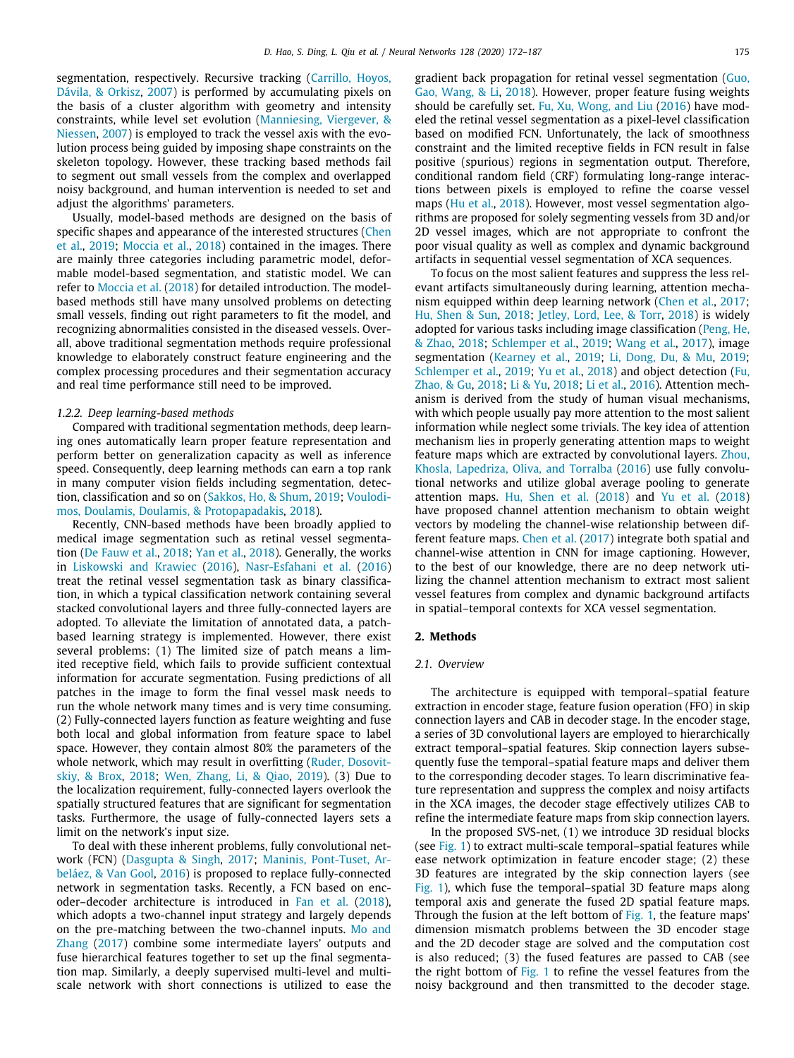segmentation, respectively. Recursive tracking (Carrillo, Hoyos, Dávila, & Orkisz, 2007) is performed by accumulating pixels on the basis of a cluster algorithm with geometry and intensity constraints, while level set evolution (Manniesing, Viergever, & Niessen, 2007) is employed to track the vessel axis with the evolution process being guided by imposing shape constraints on the skeleton topology. However, these tracking based methods fail to segment out small vessels from the complex and overlapped noisy background, and human intervention is needed to set and adjust the algorithms' parameters.

Usually, model-based methods are designed on the basis of specific shapes and appearance of the interested structures (Chen et al., 2019; Moccia et al., 2018) contained in the images. There are mainly three categories including parametric model, deformable model-based segmentation, and statistic model. We can refer to Moccia et al. (2018) for detailed introduction. The model-based methods still have many unsolved problems on detecting small vessels, finding out right parameters to fit the model, and recognizing abnormalities consisted in the diseased vessels. Overall, above traditional segmentation methods require professional knowledge to elaborately construct feature engineering and the complex processing procedures and their segmentation accuracy and real time performance still need to be improved.

#### *1.2.2. Deep learning-based methods*

Compared with traditional segmentation methods, deep learning ones automatically learn proper feature representation and perform better on generalization capacity as well as inference speed. Consequently, deep learning methods can earn a top rank in many computer vision fields including segmentation, detection, classification and so on (Sakkos, Ho, & Shum, 2019; Voulodimos, Doulamis, Doulamis, & Protopapadakis, 2018).

Recently, CNN-based methods have been broadly applied to medical image segmentation such as retinal vessel segmentation (De Fauw et al., 2018; Yan et al., 2018). Generally, the works in Liskowski and Krawiec (2016), Nasr-Esfahani et al. (2016) treat the retinal vessel segmentation task as binary classification, in which a typical classification network containing several stacked convolutional layers and three fully-connected layers are adopted. To alleviate the limitation of annotated data, a patch-based learning strategy is implemented. However, there exist several problems: (1) The limited size of patch means a limited receptive field, which fails to provide sufficient contextual information for accurate segmentation. Fusing predictions of all patches in the image to form the final vessel mask needs to run the whole network many times and is very time consuming. (2) Fully-connected layers function as feature weighting and fuse both local and global information from feature space to label space. However, they contain almost 80% the parameters of the whole network, which may result in overfitting (Ruder, Dosovitskiy, & Brox, 2018; Wen, Zhang, Li, & Qiao, 2019). (3) Due to the localization requirement, fully-connected layers overlook the spatially structured features that are significant for segmentation tasks. Furthermore, the usage of fully-connected layers sets a limit on the network's input size.

To deal with these inherent problems, fully convolutional network (FCN) (Dasgupta & Singh, 2017; Maninis, Pont-Tuset, Arbeláez, & Van Gool, 2016) is proposed to replace fully-connected network in segmentation tasks. Recently, a FCN based on encoder–decoder architecture is introduced in Fan et al. (2018), which adopts a two-channel input strategy and largely depends on the pre-matching between the two-channel inputs. Mo and Zhang (2017) combine some intermediate layers' outputs and fuse hierarchical features together to set up the final segmentation map. Similarly, a deeply supervised multi-level and multi-scale network with short connections is utilized to ease the gradient back propagation for retinal vessel segmentation (Guo, Gao, Wang, & Li, 2018). However, proper feature fusing weights should be carefully set. Fu, Xu, Wong, and Liu (2016) have modeled the retinal vessel segmentation as a pixel-level classification based on modified FCN. Unfortunately, the lack of smoothness constraint and the limited receptive fields in FCN result in false positive (spurious) regions in segmentation output. Therefore, conditional random field (CRF) formulating long-range interactions between pixels is employed to refine the coarse vessel maps (Hu et al., 2018). However, most vessel segmentation algorithms are proposed for solely segmenting vessels from 3D and/or 2D vessel images, which are not appropriate to confront the poor visual quality as well as complex and dynamic background artifacts in sequential vessel segmentation of XCA sequences.

To focus on the most salient features and suppress the less relevant artifacts simultaneously during learning, attention mechanism equipped within deep learning network (Chen et al., 2017; Hu, Shen & Sun, 2018; Jetley, Lord, Lee, & Torr, 2018) is widely adopted for various tasks including image classification (Peng, He, & Zhao, 2018; Schlemper et al., 2019; Wang et al., 2017), image segmentation (Kearney et al., 2019; Li, Dong, Du, & Mu, 2019; Schlemper et al., 2019; Yu et al., 2018) and object detection (Fu, Zhao, & Gu, 2018; Li & Yu, 2018; Li et al., 2016). Attention mechanism is derived from the study of human visual mechanisms, with which people usually pay more attention to the most salient information while neglect some trivials. The key idea of attention mechanism lies in properly generating attention maps to weight feature maps which are extracted by convolutional layers. Zhou, Khosla, Lapedriza, Oliva, and Torralba (2016) use fully convolutional networks and utilize global average pooling to generate attention maps. Hu, Shen et al. (2018) and Yu et al. (2018) have proposed channel attention mechanism to obtain weight vectors by modeling the channel-wise relationship between different feature maps. Chen et al. (2017) integrate both spatial and channel-wise attention in CNN for image captioning. However, to the best of our knowledge, there are no deep network utilizing the channel attention mechanism to extract most salient vessel features from complex and dynamic background artifacts in spatial–temporal contexts for XCA vessel segmentation.

## 2. Methods

### *2.1. Overview*

The architecture is equipped with temporal–spatial feature extraction in encoder stage, feature fusion operation (FFO) in skip connection layers and CAB in decoder stage. In the encoder stage, a series of 3D convolutional layers are employed to hierarchically extract temporal–spatial features. Skip connection layers subsequently fuse the temporal–spatial feature maps and deliver them to the corresponding decoder stages. To learn discriminative feature representation and suppress the complex and noisy artifacts in the XCA images, the decoder stage effectively utilizes CAB to refine the intermediate feature maps from skip connection layers.

In the proposed SVS-net, (1) we introduce 3D residual blocks (see Fig. 1) to extract multi-scale temporal–spatial features while ease network optimization in feature encoder stage; (2) these 3D features are integrated by the skip connection layers (see Fig. 1), which fuse the temporal–spatial 3D feature maps along temporal axis and generate the fused 2D spatial feature maps. Through the fusion at the left bottom of Fig. 1, the feature maps' dimension mismatch problems between the 3D encoder stage and the 2D decoder stage are solved and the computation cost is also reduced; (3) the fused features are passed to CAB (see the right bottom of Fig. 1 to refine the vessel features from the noisy background and then transmitted to the decoder stage.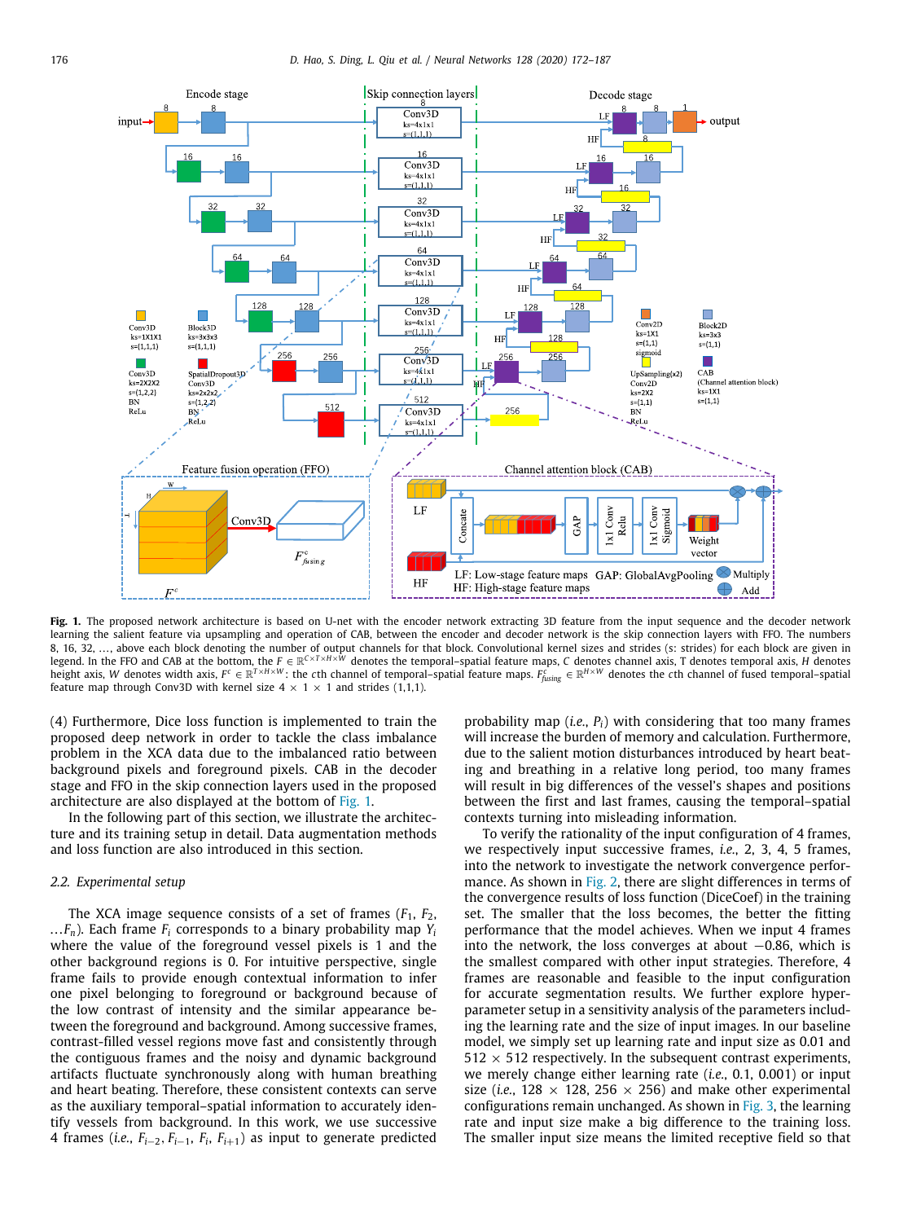**Fig. 1.** The proposed network architecture is based on U-net with the encoder network extracting 3D feature from the input sequence and the decoder network learning the salient feature via upsampling and operation of CAB, between the encoder and decoder network is the skip connection layers with FFO. The numbers 8, 16, 32, …, above each block denoting the number of output channels for that block. Convolutional kernel sizes and strides (s: strides) for each block are given in legend. In the FFO and CAB at the bottom, the $F \in \mathbb{R}^{C\times T\times H\times W}$ denotes the temporal–spatial feature maps, $C$ denotes channel axis, T denotes temporal axis, $H$ denotes height axis, $W$ denotes width axis, $F^c \in \mathbb{R}^{T\times H\times W}$: the $c$th channel of temporal–spatial feature maps. $F^c_{fusing} \in \mathbb{R}^{H\times W}$ denotes the $c$th channel of fused temporal–spatial feature map through Conv3D with kernel size 4 × 1 × 1 and strides (1,1,1).

(4) Furthermore, Dice loss function is implemented to train the proposed deep network in order to tackle the class imbalance problem in the XCA data due to the imbalanced ratio between background pixels and foreground pixels. CAB in the decoder stage and FFO in the skip connection layers used in the proposed architecture are also displayed at the bottom of Fig. 1.

In the following part of this section, we illustrate the architecture and its training setup in detail. Data augmentation methods and loss function are also introduced in this section.

### 2.2. Experimental setup

The XCA image sequence consists of a set of frames ($F_1$, $F_2$, …$F_n$). Each frame $F_i$ corresponds to a binary probability map $Y_i$ where the value of the foreground vessel pixels is 1 and the other background regions is 0. For intuitive perspective, single frame fails to provide enough contextual information to infer one pixel belonging to foreground or background because of the low contrast of intensity and the similar appearance between the foreground and background. Among successive frames, contrast-filled vessel regions move fast and consistently through the contiguous frames and the noisy and dynamic background artifacts fluctuate synchronously along with human breathing and heart beating. Therefore, these consistent contexts can serve as the auxiliary temporal–spatial information to accurately identify vessels from background. In this work, we use successive 4 frames (*i.e.*, $F_{i-2}$, $F_{i-1}$, $F_i$, $F_{i+1}$) as input to generate predicted probability map (*i.e.*, $P_i$) with considering that too many frames will increase the burden of memory and calculation. Furthermore, due to the salient motion disturbances introduced by heart beating and breathing in a relative long period, too many frames will result in big differences of the vessel's shapes and positions between the first and last frames, causing the temporal–spatial contexts turning into misleading information.

To verify the rationality of the input configuration of 4 frames, we respectively input successive frames, *i.e.*, 2, 3, 4, 5 frames, into the network to investigate the network convergence performance. As shown in Fig. 2, there are slight differences in terms of the convergence results of loss function (DiceCof) in the training set. The smaller that the loss becomes, the better the fitting performance that the model achieves. When we input 4 frames into the network, the loss converges at about −0.86, which is the smallest compared with other input strategies. Therefore, 4 frames are reasonable and feasible to the input configuration for accurate segmentation results. We further explore hyperparameter setup in a sensitivity analysis of the parameters including the learning rate and the size of input images. In our baseline model, we simply set up learning rate and input size as 0.01 and 512 × 512 respectively. In the subsequent contrast experiments, we merely change either learning rate (*i.e.*, 0.1, 0.001) or input size (*i.e.*, 128 × 128, 256 × 256) and make other experimental configurations remain unchanged. As shown in Fig. 3, the learning rate and input size make a big difference to the training loss. The smaller input size means the limited receptive field so that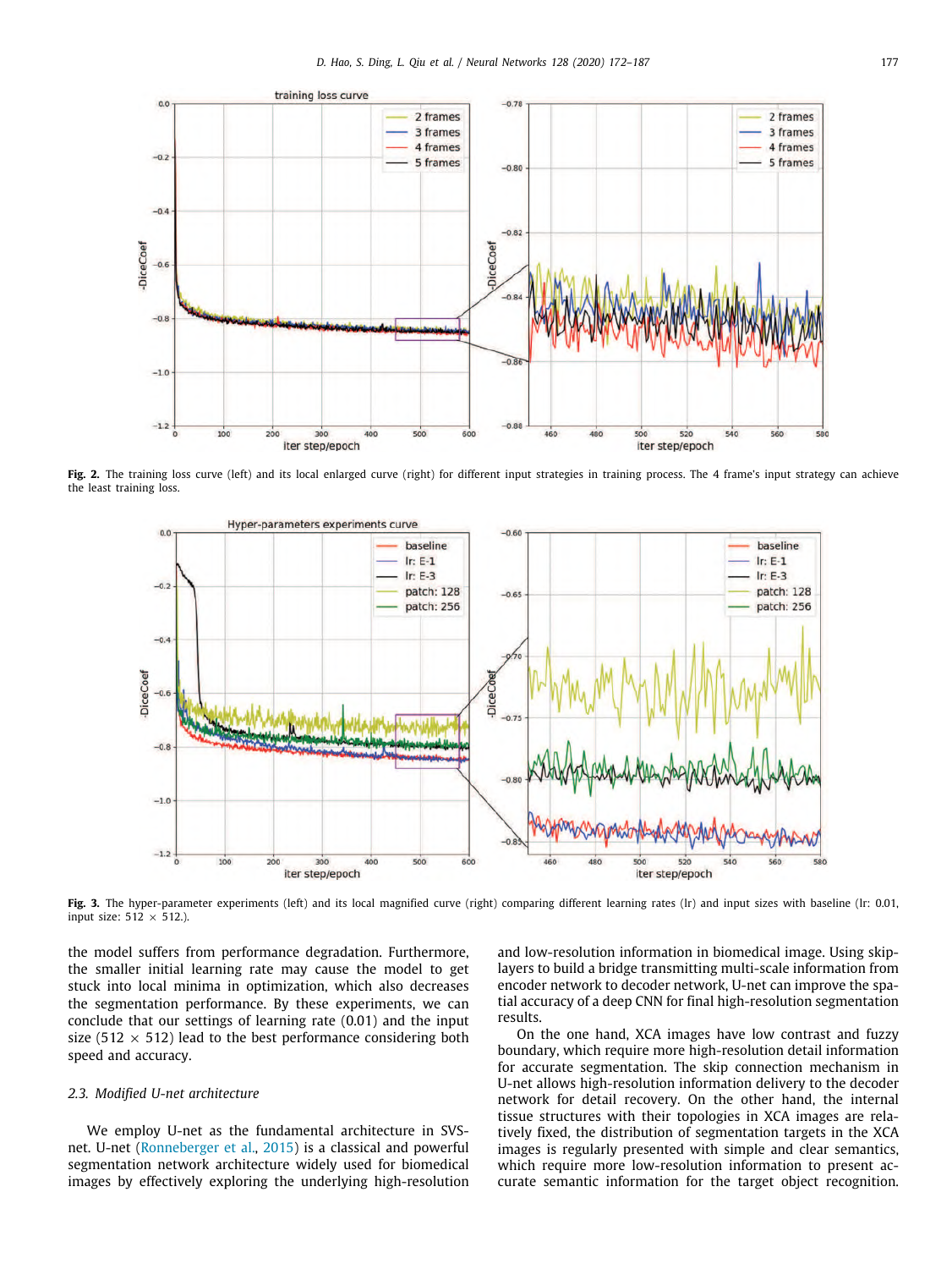**Fig. 2.** The training loss curve (left) and its local enlarged curve (right) for different input strategies in training process. The 4 frame's input strategy can achieve the least training loss.

**Fig. 3.** The hyper-parameter experiments (left) and its local magnified curve (right) comparing different learning rates (lr) and input sizes with baseline (lr: 0.01, input size: 512 × 512.).

the model suffers from performance degradation. Furthermore, the smaller initial learning rate may cause the model to get stuck into local minima in optimization, which also decreases the segmentation performance. By these experiments, we can conclude that our settings of learning rate (0.01) and the input size (512 × 512) lead to the best performance considering both speed and accuracy.

### 2.3. Modified U-net architecture

We employ U-net as the fundamental architecture in SVS-net. U-net (Ronneberger et al., 2015) is a classical and powerful segmentation network architecture widely used for biomedical images by effectively exploring the underlying high-resolution and low-resolution information in biomedical image. Using skip-layers to build a bridge transmitting multi-scale information from encoder network to decoder network, U-net can improve the spatial accuracy of a deep CNN for final high-resolution segmentation results.

On the one hand, XCA images have low contrast and fuzzy boundary, which require more high-resolution detail information for accurate segmentation. The skip connection mechanism in U-net allows high-resolution information delivery to the decoder network for detail recovery. On the other hand, the internal tissue structures with their topologies in XCA images are relatively fixed, the distribution of segmentation targets in the XCA images is regularly presented with simple and clear semantics, which require more low-resolution information to present accurate semantic information for the target object recognition.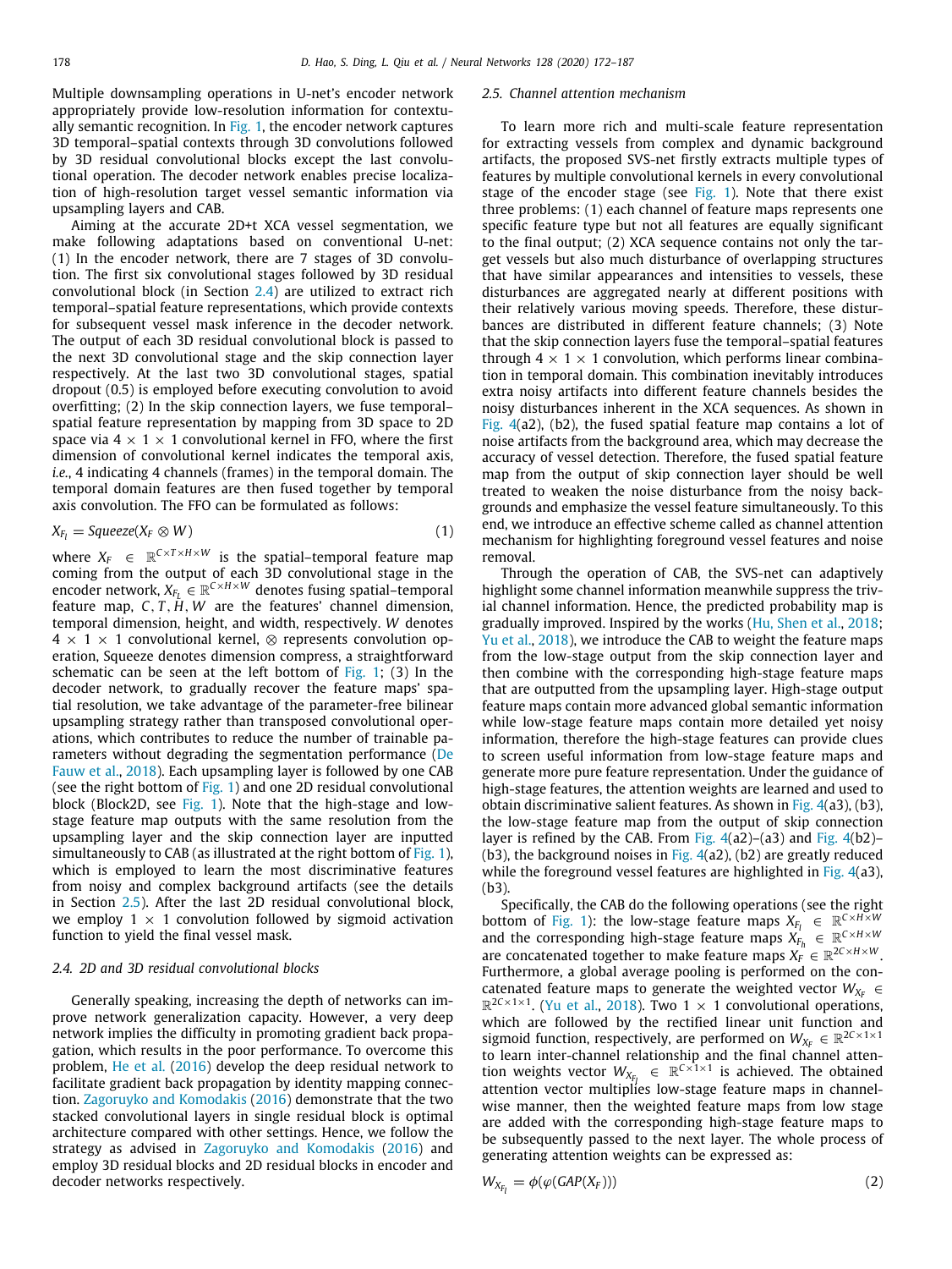Multiple downsampling operations in U-net's encoder network appropriately provide low-resolution information for contextually semantic recognition. In Fig. 1, the encoder network captures 3D temporal–spatial contexts through 3D convolutions followed by 3D residual convolutional blocks except the last convolutional operation. The decoder network enables precise localization of high-resolution target vessel semantic information via upsampling layers and CAB.

Aiming at the accurate 2D+t XCA vessel segmentation, we make following adaptations based on conventional U-net: (1) In the encoder network, there are 7 stages of 3D convolution. The first six convolutional stages followed by 3D residual convolutional block (in Section 2.4) are utilized to extract rich temporal–spatial feature representations, which provide contexts for subsequent vessel mask inference in the decoder network. The output of each 3D residual convolutional block is passed to the next 3D convolutional stage and the skip connection layer respectively. At the last two 3D convolutional stages, spatial dropout (0.5) is employed before executing convolution to avoid overfitting; (2) In the skip connection layers, we fuse temporal–spatial feature representation by mapping from 3D space to 2D space via $4 \times 1 \times 1$ convolutional kernel in FFO, where the first dimension of convolutional kernel indicates the temporal axis, *i.e.*, 4 indicating 4 channels (frames) in the temporal domain. The temporal domain features are then fused together by temporal axis convolution. The FFO can be formulated as follows:

$$X_{F_l} = Squeeze(X_F \otimes W) \tag{1}$$

where $X_F \in \mathbb{R}^{C\times T\times H\times W}$ is the spatial–temporal feature map coming from the output of each 3D convolutional stage in the encoder network, $X_{F_L} \in \mathbb{R}^{C\times H\times W}$ denotes fusing spatial–temporal feature map, $C, T, H, W$ are the features' channel dimension, temporal dimension, height, and width, respectively. $W$ denotes $4 \times 1 \times 1$ convolutional kernel, $\otimes$ represents convolution operation, Squeeze denotes dimension compress, a straightforward schematic can be seen at the left bottom of Fig. 1; (3) In the decoder network, to gradually recover the feature maps' spatial resolution, we take advantage of the parameter-free bilinear upsampling strategy rather than transposed convolutional operations, which contributes to reduce the number of trainable parameters without degrading the segmentation performance (De Fauw et al., 2018). Each upsampling layer is followed by one CAB (see the right bottom of Fig. 1) and one 2D residual convolutional block (Block2D, see Fig. 1). Note that the high-stage and low-stage feature map outputs with the same resolution from the upsampling layer and the skip connection layer are inputted simultaneously to CAB (as illustrated at the right bottom of Fig. 1), which is employed to learn the most discriminative features from noisy and complex background artifacts (see the details in Section 2.5). After the last 2D residual convolutional block, we employ $1 \times 1$ convolution followed by sigmoid activation function to yield the final vessel mask.

### 2.4. 2D and 3D residual convolutional blocks

Generally speaking, increasing the depth of networks can improve network generalization capacity. However, a very deep network implies the difficulty in promoting gradient back propagation, which results in the poor performance. To overcome this problem, He et al. (2016) develop the deep residual network to facilitate gradient back propagation by identity mapping connection. Zagoruyko and Komodakis (2016) demonstrate that the two stacked convolutional layers in single residual block is optimal architecture compared with other settings. Hence, we follow the strategy as advised in Zagoruyko and Komodakis (2016) and employ 3D residual blocks and 2D residual blocks in encoder and decoder networks respectively.

### 2.5. Channel attention mechanism

To learn more rich and multi-scale feature representation for extracting vessels from complex and dynamic background artifacts, the proposed SVS-net firstly extracts multiple types of features by multiple convolutional kernels in every convolutional stage of the encoder stage (see Fig. 1). Note that there exist three problems: (1) each channel of feature maps represents one specific feature type but not all features are equally significant to the final output; (2) XCA sequence contains not only the target vessels but also much disturbance of overlapping structures that have similar appearances and intensities to vessels, these disturbances are aggregated nearly at different positions with their relatively various moving speeds. Therefore, these disturbances are distributed in different feature channels; (3) Note that the skip connection layers fuse the temporal–spatial features through $4 \times 1 \times 1$ convolution, which performs linear combination in temporal domain. This combination inevitably introduces extra noisy artifacts into different feature channels besides the noisy disturbances inherent in the XCA sequences. As shown in Fig. 4(a2), (b2), the fused spatial feature map contains a lot of noise artifacts from the background area, which may decrease the accuracy of vessel detection. Therefore, the fused spatial feature map from the output of skip connection layer should be well treated to weaken the noise disturbance from the noisy backgrounds and emphasize the vessel feature simultaneously. To this end, we introduce an effective scheme called as channel attention mechanism for highlighting foreground vessel features and noise removal.

Through the operation of CAB, the SVS-net can adaptively highlight some channel information meanwhile suppress the trivial channel information. Hence, the predicted probability map is gradually improved. Inspired by the works (Hu, Shen et al., 2018; Yu et al., 2018), we introduce the CAB to weight the feature maps from the low-stage output from the skip connection layer and then combine with the corresponding high-stage feature maps that are outputted from the upsampling layer. High-stage output feature maps contain more advanced global semantic information while low-stage feature maps contain more detailed yet noisy information, therefore the high-stage features can provide clues to screen useful information from low-stage feature maps and generate more pure feature representation. Under the guidance of high-stage features, the attention weights are learned and used to obtain discriminative salient features. As shown in Fig. 4(a3), (b3), the low-stage feature map from the output of skip connection layer is refined by the CAB. From Fig. 4(a2)–(a3) and Fig. 4(b2)–(b3), the background noises in Fig. 4(a2), (b2) are greatly reduced while the foreground vessel features are highlighted in Fig. 4(a3), (b3).

Specifically, the CAB do the following operations (see the right bottom of Fig. 1): the low-stage feature maps $X_{F_l} \in \mathbb{R}^{C\times H\times W}$ and the corresponding high-stage feature maps $X_{F_h} \in \mathbb{R}^{C\times H\times W}$ are concatenated together to make feature maps $X_F \in \mathbb{R}^{2C\times H\times W}$. Furthermore, a global average pooling is performed on the concatenated feature maps to generate the weighted vector $W_{X_F} \in \mathbb{R}^{2C\times 1\times 1}$. (Yu et al., 2018). Two $1 \times 1$ convolutional operations, which are followed by the rectified linear unit function and sigmoid function, respectively, are performed on $W_{X_F} \in \mathbb{R}^{2C\times 1\times 1}$ to learn inter-channel relationship and the final channel attention weights vector $W_{X_{F_l}} \in \mathbb{R}^{C\times 1\times 1}$ is achieved. The obtained attention vector multiplies low-stage feature maps in channel-wise manner, then the weighted feature maps from low stage are added with the corresponding high-stage feature maps to be subsequently passed to the next layer. The whole process of generating attention weights can be expressed as:

$$W_{X_{F_l}} = \phi(\varphi(GAP(X_F))) \tag{2}$$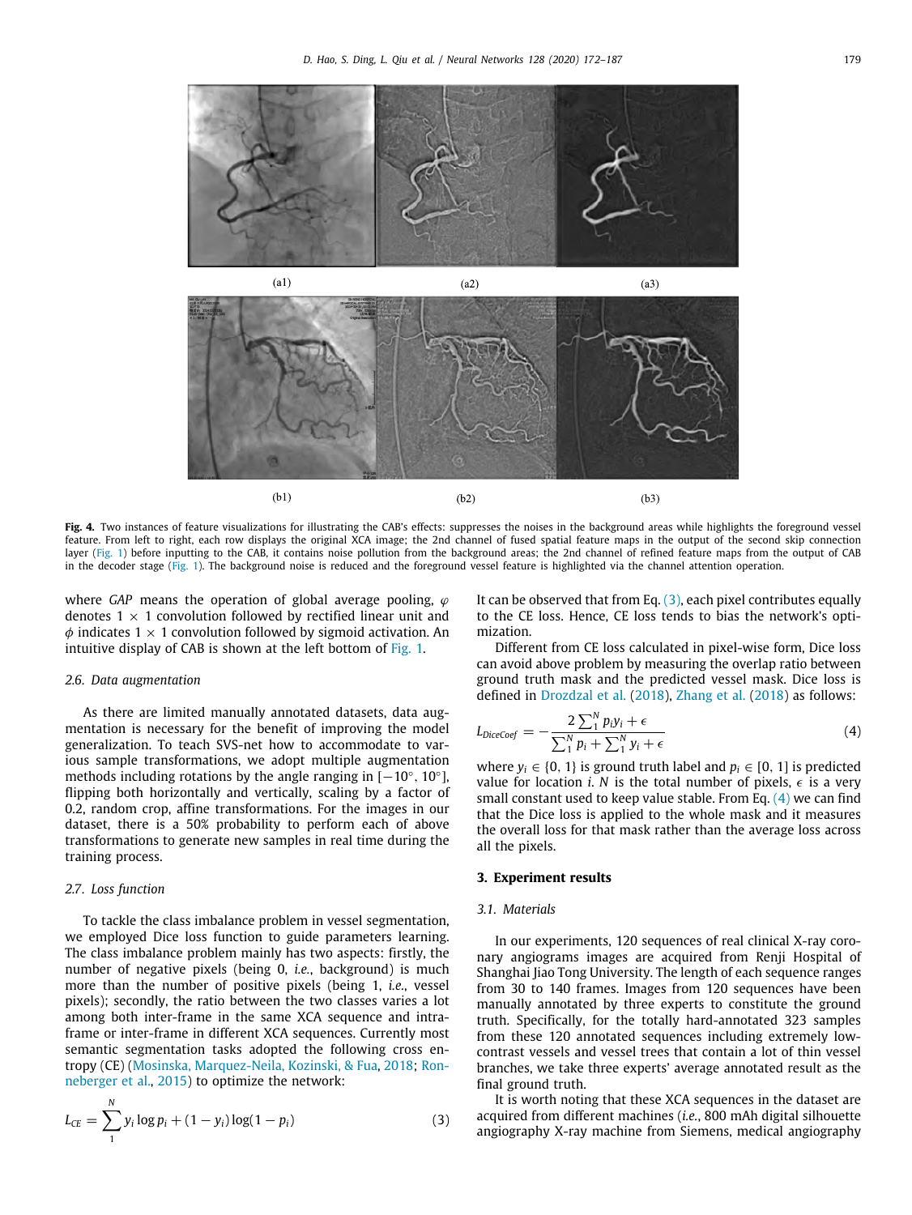(a1) (a2) (a3)

(b1) (b2) (b3)

**Fig. 4.** Two instances of feature visualizations for illustrating the CAB's effects: suppresses the noises in the background areas while highlights the foreground vessel feature. From left to right, each row displays the original XCA image; the 2nd channel of fused spatial feature maps in the output of the second skip connection layer (Fig. 1) before inputting to the CAB, it contains noise pollution from the background areas; the 2nd channel of refined feature maps from the output of CAB in the decoder stage (Fig. 1). The background noise is reduced and the foreground vessel feature is highlighted via the channel attention operation.

where *GAP* means the operation of global average pooling, $\varphi$ denotes $1 \times 1$ convolution followed by rectified linear unit and $\phi$ indicates $1 \times 1$ convolution followed by sigmoid activation. An intuitive display of CAB is shown at the left bottom of Fig. 1.

### 2.6. Data augmentation

As there are limited manually annotated datasets, data augmentation is necessary for the benefit of improving the model generalization. To teach SVS-net how to accommodate to various sample transformations, we adopt multiple augmentation methods including rotations by the angle ranging in [−10°, 10°], flipping both horizontally and vertically, scaling by a factor of 0.2, random crop, affine transformations. For the images in our dataset, there is a 50% probability to perform each of above transformations to generate new samples in real time during the training process.

### 2.7. Loss function

To tackle the class imbalance problem in vessel segmentation, we employed Dice loss function to guide parameters learning. The class imbalance problem mainly has two aspects: firstly, the number of negative pixels (being 0, *i.e.*, background) is much more than the number of positive pixels (being 1, *i.e.*, vessel pixels); secondly, the ratio between the two classes varies a lot among both inter-frame in the same XCA sequence and intra-frame or inter-frame in different XCA sequences. Currently most semantic segmentation tasks adopted the following cross entropy (CE) (Mosinska, Marquez-Neila, Kozinski, & Fua, 2018; Ronneberger et al., 2015) to optimize the network:

$$L_{CE} = \sum_{1}^{N} y_i \log p_i + (1 - y_i) \log(1 - p_i) \tag{3}$$

It can be observed that from Eq. (3), each pixel contributes equally to the CE loss. Hence, CE loss tends to bias the network's optimization.

Different from CE loss calculated in pixel-wise form, Dice loss can avoid above problem by measuring the overlap ratio between ground truth mask and the predicted vessel mask. Dice loss is defined in Drozdzal et al. (2018), Zhang et al. (2018) as follows:

$$L_{DiceCoef} = -\frac{2\sum_{1}^{N} p_i y_i + \epsilon}{\sum_{1}^{N} p_i + \sum_{1}^{N} y_i + \epsilon} \tag{4}$$

where $y_i \in \{0, 1\}$ is ground truth label and $p_i \in [0, 1]$ is predicted value for location $i$. $N$ is the total number of pixels, $\epsilon$ is a very small constant used to keep value stable. From Eq. (4) we can find that the Dice loss is applied to the whole mask and it measures the overall loss for that mask rather than the average loss across all the pixels.

## 3. Experiment results

### 3.1. Materials

In our experiments, 120 sequences of real clinical X-ray coronary angiograms images are acquired from Renji Hospital of Shanghai Jiao Tong University. The length of each sequence ranges from 30 to 140 frames. Images from 120 sequences have been manually annotated by three experts to constitute the ground truth. Specifically, for the totally hard-annotated 323 samples from these 120 annotated sequences including extremely low-contrast vessels and vessel trees that contain a lot of thin vessel branches, we take three experts' average annotated result as the final ground truth.

It is worth noting that these XCA sequences in the dataset are acquired from different machines (*i.e.*, 800 mAh digital silhouette angiography X-ray machine from Siemens, medical angiography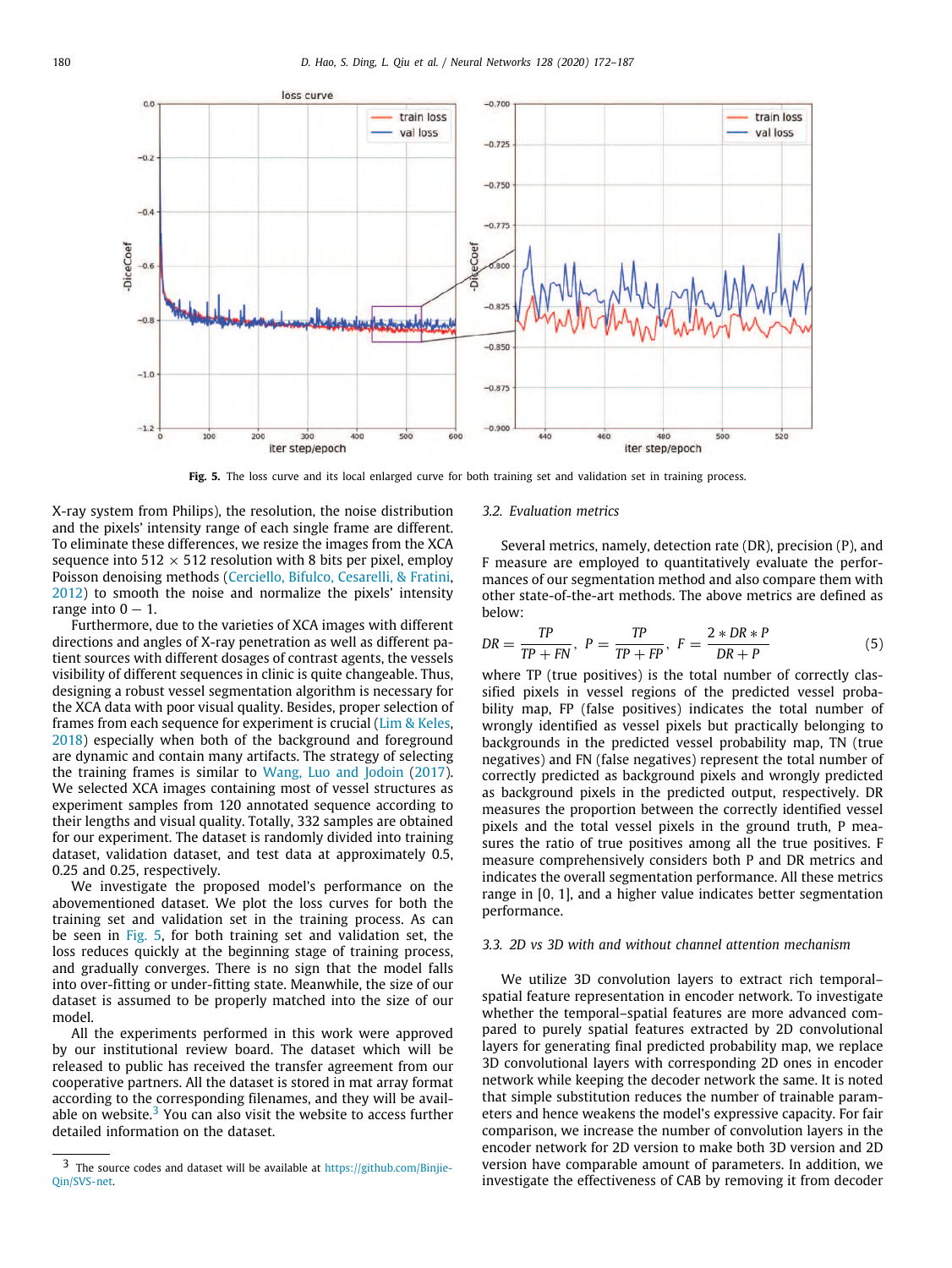Fig. 5. The loss curve and its local enlarged curve for both training set and validation set in training process.

X-ray system from Philips), the resolution, the noise distribution and the pixels' intensity range of each single frame are different. To eliminate these differences, we resize the images from the XCA sequence into 512 × 512 resolution with 8 bits per pixel, employ Poisson denoising methods (Cerciello, Bifulco, Cesarelli, & Fratini, 2012) to smooth the noise and normalize the pixels' intensity range into 0 − 1.

Furthermore, due to the varieties of XCA images with different directions and angles of X-ray penetration as well as different patient sources with different dosages of contrast agents, the vessels visibility of different sequences in clinic is quite changeable. Thus, designing a robust vessel segmentation algorithm is necessary for the XCA data with poor visual quality. Besides, proper selection of frames from each sequence for experiment is crucial (Lim & Keles, 2018) especially when both of the background and foreground are dynamic and contain many artifacts. The strategy of selecting the training frames is similar to Wang, Luo and Jodoin (2017). We selected XCA images containing most of vessel structures as experiment samples from 120 annotated sequence according to their lengths and visual quality. Totally, 332 samples are obtained for our experiment. The dataset is randomly divided into training dataset, validation dataset, and test data at approximately 0.5, 0.25 and 0.25, respectively.

We investigate the proposed model's performance on the abovementioned dataset. We plot the loss curves for both the training set and validation set in the training process. As can be seen in Fig. 5, for both training set and validation set, the loss reduces quickly at the beginning stage of training process, and gradually converges. There is no sign that the model falls into over-fitting or under-fitting state. Meanwhile, the size of our dataset is assumed to be properly matched into the size of our model.

All the experiments performed in this work were approved by our institutional review board. The dataset which will be released to public has received the transfer agreement from our cooperative partners. All the dataset is stored in mat array format according to the corresponding filenames, and they will be available on website.[3] You can also visit the website to access further detailed information on the dataset.

[3] The source codes and dataset will be available at https://github.com/Binjie-Qin/SVS-net.

### 3.2. Evaluation metrics

Several metrics, namely, detection rate (DR), precision (P), and F measure are employed to quantitatively evaluate the performances of our segmentation method and also compare them with other state-of-the-art methods. The above metrics are defined as below:

$$DR = \frac{TP}{TP + FN}, \quad P = \frac{TP}{TP + FP}, \quad F = \frac{2 * DR * P}{DR + P} \tag{5}$$

where TP (true positives) is the total number of correctly classified pixels in vessel regions of the predicted vessel probability map, FP (false positives) indicates the total number of wrongly identified as vessel pixels but practically belonging to backgrounds in the predicted vessel probability map, TN (true negatives) and FN (false negatives) represent the total number of correctly predicted as background pixels and wrongly predicted as background pixels in the predicted output, respectively. DR measures the proportion between the correctly identified vessel pixels and the total vessel pixels in the ground truth, P measures the ratio of true positives among all the true positives. F measure comprehensively considers both P and DR metrics and indicates the overall segmentation performance. All these metrics range in [0, 1], and a higher value indicates better segmentation performance.

### 3.3. 2D vs 3D with and without channel attention mechanism

We utilize 3D convolution layers to extract rich temporal–spatial feature representation in encoder network. To investigate whether the temporal–spatial features are more advanced compared to purely spatial features extracted by 2D convolutional layers for generating final predicted probability map, we replace 3D convolutional layers with corresponding 2D ones in encoder network while keeping the decoder network the same. It is noted that simple substitution reduces the number of trainable parameters and hence weakens the model's expressive capacity. For fair comparison, we increase the number of convolution layers in the encoder network for 2D version to make both 3D version and 2D version have comparable amount of parameters. In addition, we investigate the effectiveness of CAB by removing it from decoder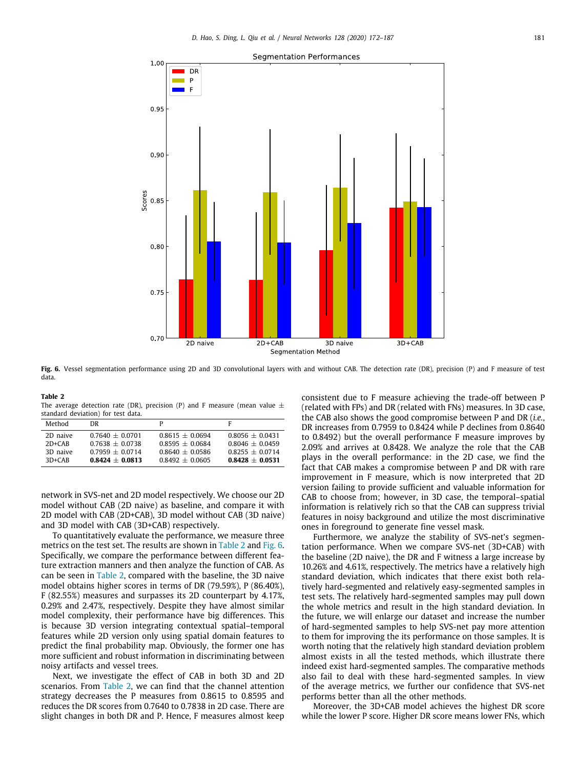Fig. 6. Vessel segmentation performance using 2D and 3D convolutional layers with and without CAB. The detection rate (DR), precision (P) and F measure of test data.

**Table 2**
The average detection rate (DR), precision (P) and F measure (mean value ± standard deviation) for test data.

| Method | DR | P | F |
|---|---|---|---|
| 2D naive | 0.7640 ± 0.0701 | 0.8615 ± 0.0694 | 0.8056 ± 0.0431 |
| 2D+CAB | 0.7638 ± 0.0738 | 0.8595 ± 0.0684 | 0.8046 ± 0.0459 |
| 3D naive | 0.7959 ± 0.0714 | 0.8640 ± 0.0586 | 0.8255 ± 0.0714 |
| 3D+CAB | **0.8424 ± 0.0813** | 0.8492 ± 0.0605 | **0.8428 ± 0.0531** |

network in SVS-net and 2D model respectively. We choose our 2D model without CAB (2D naive) as baseline, and compare it with 2D model with CAB (2D+CAB), 3D model without CAB (3D naive) and 3D model with CAB (3D+CAB) respectively.

To quantitatively evaluate the performance, we measure three metrics on the test set. The results are shown in Table 2 and Fig. 6. Specifically, we compare the performance between different feature extraction manners and then analyze the function of CAB. As can be seen in Table 2, compared with the baseline, the 3D naive model obtains higher scores in terms of DR (79.59%), P (86.40%), F (82.55%) measures and surpasses its 2D counterpart by 4.17%, 0.29% and 2.47%, respectively. Despite they have almost similar model complexity, their performance have big differences. This is because 3D version integrating contextual spatial–temporal features while 2D version only using spatial domain features to predict the final probability map. Obviously, the former one has more sufficient and robust information in discriminating between noisy artifacts and vessel trees.

Next, we investigate the effect of CAB in both 3D and 2D scenarios. From Table 2, we can find that the channel attention strategy decreases the P measures from 0.8615 to 0.8595 and reduces the DR scores from 0.7640 to 0.7838 in 2D case. There are slight changes in both DR and P. Hence, F measures almost keep consistent due to F measure achieving the trade-off between P (related with FPs) and DR (related with FNs) measures. In 3D case, the CAB also shows the good compromise between P and DR (*i.e.*, DR increases from 0.7959 to 0.8424 while P declines from 0.8640 to 0.8492) but the overall performance F measure improves by 2.09% and arrives at 0.8428. We analyze the role that the CAB plays in the overall performance: in the 2D case, we find the fact that CAB makes a compromise between P and DR with rare improvement in F measure, which is now interpreted that 2D version failing to provide sufficient and valuable information for CAB to choose from; however, in 3D case, the temporal–spatial information is relatively rich so that the CAB can suppress trivial features in noisy background and utilize the most discriminative ones in foreground to generate fine vessel mask.

Furthermore, we analyze the stability of SVS-net's segmentation performance. When we compare SVS-net (3D+CAB) with the baseline (2D naive), the DR and F witness a large increase by 10.26% and 4.61%, respectively. The metrics have a relatively high standard deviation, which indicates that there exist both relatively hard-segmented and relatively easy-segmented samples in test sets. The relatively hard-segmented samples may pull down the whole metrics and result in the high standard deviation. In the future, we will enlarge our dataset and increase the number of hard-segmented samples to help SVS-net pay more attention to them for improving the its performance on those samples. It is worth noting that the relatively high standard deviation problem almost exists in all the tested methods, which illustrate there indeed exist hard-segmented samples. The comparative methods also fail to deal with these hard-segmented samples. In view of the average metrics, we further our confidence that SVS-net performs better than all the other methods.

Moreover, the 3D+CAB model achieves the highest DR score while the lower P score. Higher DR score means lower FNs, which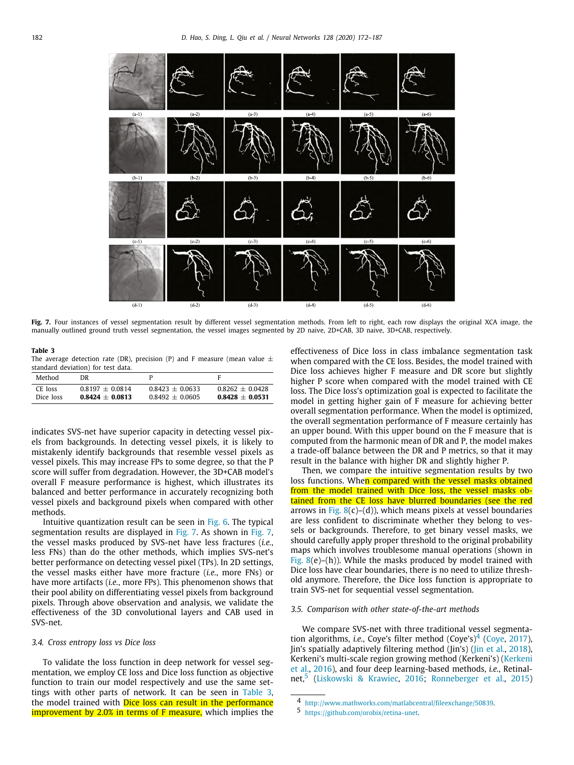Fig. 7. Four instances of vessel segmentation result by different vessel segmentation methods. From left to right, each row displays the original XCA image, the manually outlined ground truth vessel segmentation, the vessel images segmented by 2D naive, 2D+CAB, 3D naive, 3D+CAB, respectively.

**Table 3**
The average detection rate (DR), precision (P) and F measure (mean value ± standard deviation) for test data.

| Method | DR | P | F |
|---|---|---|---|
| CE loss | 0.8197 ± 0.0814 | 0.8423 ± 0.0633 | 0.8262 ± 0.0428 |
| Dice loss | **0.8424 ± 0.0813** | 0.8492 ± 0.0605 | **0.8428 ± 0.0531** |

indicates SVS-net have superior capacity in detecting vessel pixels from backgrounds. In detecting vessel pixels, it is likely to mistakenly identify backgrounds that resemble vessel pixels as vessel pixels. This may increase FPs to some degree, so that the P score will suffer from degradation. However, the 3D+CAB model's overall F measure performance is highest, which illustrates its balanced and better performance in accurately recognizing both vessel pixels and background pixels when compared with other methods.

Intuitive quantization result can be seen in Fig. 6. The typical segmentation results are displayed in Fig. 7. As shown in Fig. 7, the vessel masks produced by SVS-net have less fractures (*i.e.*, less FNs) than do the other methods, which implies SVS-net's better performance on detecting vessel pixel (TPs). In 2D settings, the vessel masks either have more fracture (*i.e.*, more FNs) or have more artifacts (*i.e.*, more FPs). This phenomenon shows that their pool ability on differentiating vessel pixels from background pixels. Through above observation and analysis, we validate the effectiveness of the 3D convolutional layers and CAB used in SVS-net.

### 3.4. Cross entropy loss vs Dice loss

To validate the loss function in deep network for vessel segmentation, we employ CE loss and Dice loss function as objective function to train our model respectively and use the same settings with other parts of network. It can be seen in Table 3, the model trained with Dice loss can result in the performance improvement by 2.0% in terms of F measure, which implies the effectiveness of Dice loss in class imbalance segmentation task when compared with the CE loss. Besides, the model trained with Dice loss achieves higher F measure and DR score but slightly higher P score when compared with the model trained with CE loss. The Dice loss's optimization goal is expected to facilitate the model in getting higher gain of F measure for achieving better overall segmentation performance. When the model is optimized, the overall segmentation performance of F measure certainly has an upper bound. With this upper bound on the F measure that is computed from the harmonic mean of DR and P, the model makes a trade-off balance between the DR and P metrics, so that it may result in the balance with higher DR and slightly higher P.

Then, we compare the intuitive segmentation results by two loss functions. When compared with the vessel masks obtained from the model trained with Dice loss, the vessel masks obtained from the CE loss have blurred boundaries (see the red arrows in Fig. 8(c)–(d)), which means pixels at vessel boundaries are less confident to discriminate whether they belong to vessels or backgrounds. Therefore, to get binary vessel masks, we should carefully apply proper threshold to the original probability maps which involves troublesome manual operations (shown in Fig. 8(e)–(h)). While the masks produced by model trained with Dice loss have clear boundaries, there is no need to utilize threshold anymore. Therefore, the Dice loss function is appropriate to train SVS-net for sequential vessel segmentation.

### 3.5. Comparison with other state-of-the-art methods

We compare SVS-net with three traditional vessel segmentation algorithms, *i.e.*, Coye's filter method (Coye's)[4] (Coye, 2017), Jin's spatially adaptively filtering method (Jin's) (Jin et al., 2018), Kerkeni's multi-scale region growing method (Kerkeni's) (Kerkeni et al., 2016), and four deep learning-based methods, *i.e.*, Retinal-net,[5] (Liskowski & Krawiec, 2016; Ronneberger et al., 2015)

[4] http://www.mathworks.com/matlabcentral/fileexchange/50839.

[5] https://github.com/orobix/retina-unet.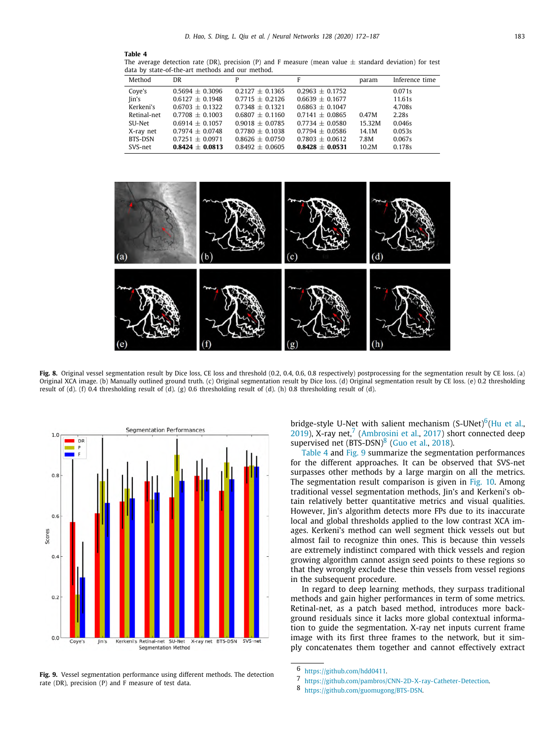**Table 4**
The average detection rate (DR), precision (P) and F measure (mean value ± standard deviation) for test data by state-of-the-art methods and our method.

| Method | DR | P | F | param | Inference time |
|---|---|---|---|---|---|
| Coye's | 0.5694 ± 0.3096 | 0.2127 ± 0.1365 | 0.2963 ± 0.1752 | | 0.071s |
| Jin's | 0.6127 ± 0.1948 | 0.7715 ± 0.2126 | 0.6639 ± 0.1677 | | 11.61s |
| Kerkeni's | 0.6703 ± 0.1322 | 0.7348 ± 0.1321 | 0.6863 ± 0.1047 | | 4.708s |
| Retinal-net | 0.7708 ± 0.1003 | 0.6807 ± 0.1160 | 0.7141 ± 0.0865 | 0.47M | 2.28s |
| SU-Net | 0.6914 ± 0.1057 | 0.9018 ± 0.0785 | 0.7734 ± 0.0580 | 15.32M | 0.046s |
| X-ray net | 0.7974 ± 0.0748 | 0.7780 ± 0.1038 | 0.7794 ± 0.0586 | 14.1M | 0.053s |
| BTS-DSN | 0.7251 ± 0.0971 | 0.8626 ± 0.0750 | 0.7803 ± 0.0612 | 7.8M | 0.067s |
| SVS-net | **0.8424 ± 0.0813** | 0.8492 ± 0.0605 | **0.8428 ± 0.0531** | 10.2M | 0.178s |

**Fig. 8.** Original vessel segmentation result by Dice loss, CE loss and threshold (0.2, 0.4, 0.6, 0.8 respectively) postprocessing for the segmentation result by CE loss. (a) Original XCA image. (b) Manually outlined ground truth. (c) Original segmentation result by Dice loss. (d) Original segmentation result by CE loss. (e) 0.2 thresholding result of (d). (f) 0.4 thresholding result of (d). (g) 0.6 thresholding result of (d). (h) 0.8 thresholding result of (d).

**Fig. 9.** Vessel segmentation performance using different methods. The detection rate (DR), precision (P) and F measure of test data.

bridge-style U-Net with salient mechanism (S-UNet)[6](Hu et al., 2019), X-ray net,[7] (Ambrosini et al., 2017) short connected deep supervised net (BTS-DSN)[8] (Guo et al., 2018).

Table 4 and Fig. 9 summarize the segmentation performances for the different approaches. It can be observed that SVS-net surpasses other methods by a large margin on all the metrics. The segmentation result comparison is given in Fig. 10. Among traditional vessel segmentation methods, Jin's and Kerkeni's obtain relatively better quantitative metrics and visual qualities. However, Jin's algorithm detects more FPs due to its inaccurate local and global thresholds applied to the low contrast XCA images. Kerkeni's method can well segment thick vessels out but almost fail to recognize thin ones. This is because thin vessels are extremely indistinct compared with thick vessels and region growing algorithm cannot assign seed points to these regions so that they wrongly exclude these thin vessels from vessel regions in the subsequent procedure.

In regard to deep learning methods, they surpass traditional methods and gain higher performances in term of some metrics. Retinal-net, as a patch based method, introduces more background residuals since it lacks more global contextual information to guide the segmentation. X-ray net inputs current frame image with its first three frames to the network, but it simply concatenates them together and cannot effectively extract

[6] https://github.com/hdd0411.

[7] https://github.com/pambros/CNN-2D-X-ray-Catheter-Detection.

[8] https://github.com/guomugong/BTS-DSN.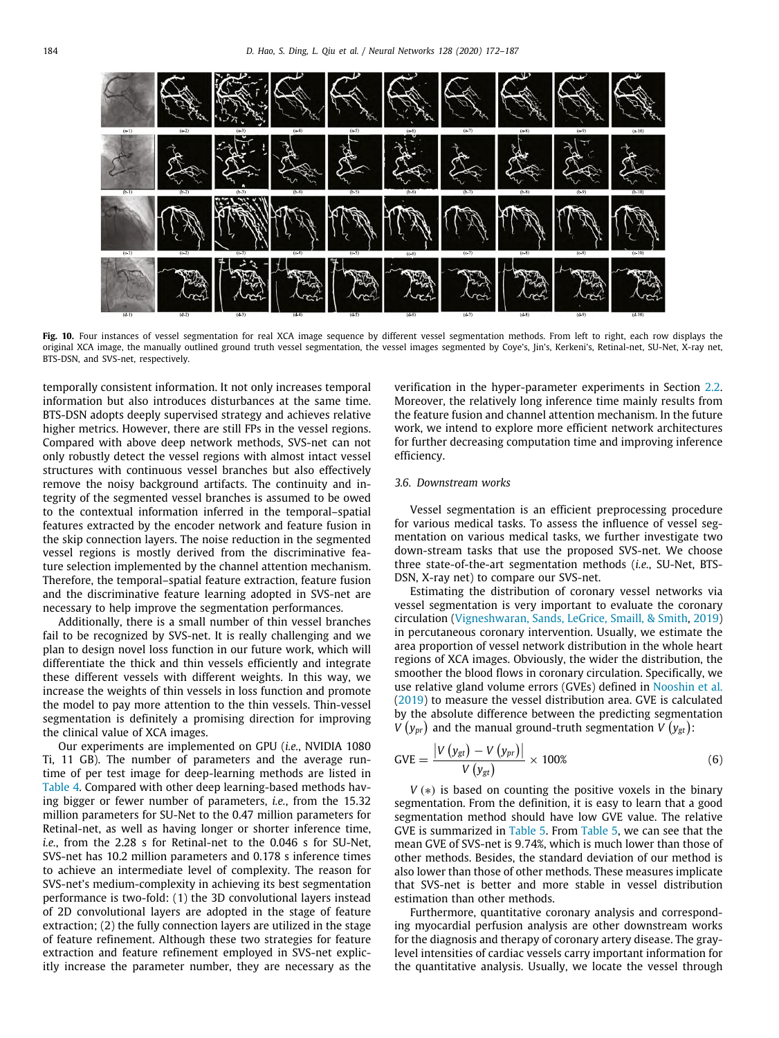Fig. 10. Four instances of vessel segmentation for real XCA image sequence by different vessel segmentation methods. From left to right, each row displays the original XCA image, the manually outlined ground truth vessel segmentation, the vessel images segmented by Coye's, Jin's, Kerkeni's, Retinal-net, SU-Net, X-ray net, BTS-DSN, and SVS-net, respectively.

temporally consistent information. It not only increases temporal information but also introduces disturbances at the same time. BTS-DSN adopts deeply supervised strategy and achieves relative higher metrics. However, there are still FPs in the vessel regions. Compared with above deep network methods, SVS-net can not only robustly detect the vessel regions with almost intact vessel structures with continuous vessel branches but also effectively remove the noisy background artifacts. The continuity and integrity of the segmented vessel branches is assumed to be owed to the contextual information inferred in the temporal–spatial features extracted by the encoder network and feature fusion in the skip connection layers. The noise reduction in the segmented vessel regions is mostly derived from the discriminative feature selection implemented by the channel attention mechanism. Therefore, the temporal–spatial feature extraction, feature fusion and the discriminative feature learning adopted in SVS-net are necessary to help improve the segmentation performances.

Additionally, there is a small number of thin vessel branches fail to be recognized by SVS-net. It is really challenging and we plan to design novel loss function in our future work, which will differentiate the thick and thin vessels efficiently and integrate these different vessels with different weights. In this way, we increase the weights of thin vessels in loss function and promote the model to pay more attention to the thin vessels. Thin-vessel segmentation is definitely a promising direction for improving the clinical value of XCA images.

Our experiments are implemented on GPU (*i.e.*, NVIDIA 1080 Ti, 11 GB). The number of parameters and the average runtime of per test image for deep-learning methods are listed in Table 4. Compared with other deep learning-based methods having bigger or fewer number of parameters, *i.e.*, from the 15.32 million parameters for SU-Net to the 0.47 million parameters for Retinal-net, as well as having longer or shorter inference time, *i.e.*, from the 2.28 s for Retinal-net to the 0.046 s for SU-Net, SVS-net has 10.2 million parameters and 0.178 s inference times to achieve an intermediate level of complexity. The reason for SVS-net's medium-complexity in achieving its best segmentation performance is two-fold: (1) the 3D convolutional layers instead of 2D convolutional layers are adopted in the stage of feature extraction; (2) the fully connection layers are utilized in the stage of feature refinement. Although these two strategies for feature extraction and feature refinement employed in SVS-net explicitly increase the parameter number, they are necessary as the verification in the hyper-parameter experiments in Section 2.2. Moreover, the relatively long inference time mainly results from the feature fusion and channel attention mechanism. In the future work, we intend to explore more efficient network architectures for further decreasing computation time and improving inference efficiency.

### 3.6. Downstream works

Vessel segmentation is an efficient preprocessing procedure for various medical tasks. To assess the influence of vessel segmentation on various medical tasks, we further investigate two down-stream tasks that use the proposed SVS-net. We choose three state-of-the-art segmentation methods (*i.e.*, SU-Net, BTS-DSN, X-ray net) to compare our SVS-net.

Estimating the distribution of coronary vessel networks via vessel segmentation is very important to evaluate the coronary circulation (Vigneshwaran, Sands, LeGrice, Smaill, & Smith, 2019) in percutaneous coronary intervention. Usually, we estimate the area proportion of vessel network distribution in the whole heart regions of XCA images. Obviously, the wider the distribution, the smoother the blood flows in coronary circulation. Specifically, we use relative gland volume errors (GVEs) defined in Nooshin et al. (2019) to measure the vessel distribution area. GVE is calculated by the absolute difference between the predicting segmentation $V(y_{pr})$ and the manual ground-truth segmentation $V(y_{gt})$:

$$\mathrm{GVE} = \frac{\left|V(y_{gt}) - V(y_{pr})\right|}{V(y_{gt})} \times 100\% \tag{6}$$

$V(*)$ is based on counting the positive voxels in the binary segmentation. From the definition, it is easy to learn that a good segmentation method should have low GVE value. The relative GVE is summarized in Table 5. From Table 5, we can see that the mean GVE of SVS-net is 9.74%, which is much lower than those of other methods. Besides, the standard deviation of our method is also lower than those of other methods. These measures implicate that SVS-net is better and more stable in vessel distribution estimation than other methods.

Furthermore, quantitative coronary analysis and corresponding myocardial perfusion analysis are other downstream works for the diagnosis and therapy of coronary artery disease. The gray-level intensities of cardiac vessels carry important information for the quantitative analysis. Usually, we locate the vessel through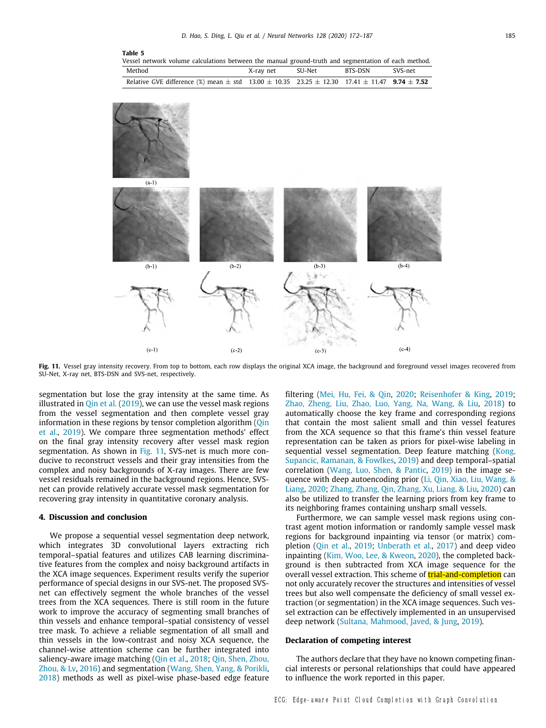Table 5
Vessel network volume calculations between the manual ground-truth and segmentation of each method.

| Method | X-ray net | SU-Net | BTS-DSN | SVS-net |
|---|---|---|---|---|
| Relative GVE difference (%) mean ± std | 13.00 ± 10.35 | 23.25 ± 12.30 | 17.41 ± 11.47 | **9.74 ± 7.52** |

**Fig. 11.** Vessel gray intensity recovery. From top to bottom, each row displays the original XCA image, the background and foreground vessel images recovered from SU-Net, X-ray net, BTS-DSN and SVS-net, respectively.

segmentation but lose the gray intensity at the same time. As illustrated in Qin et al. (2019), we can use the vessel mask regions from the vessel segmentation and then complete vessel gray intensity information in these regions by tensor completion algorithm (Qin et al., 2019). We compare three segmentation methods' effect on the final gray intensity recovery after vessel mask region segmentation. As shown in Fig. 11, SVS-net is much more conducive to reconstruct vessels and their gray intensities from the complex and noisy backgrounds of X-ray images. There are few vessel residuals remained in the background regions. Hence, SVS-net can provide relatively accurate vessel mask segmentation for recovering gray intensity in quantitative coronary analysis.

## 4. Discussion and conclusion

We propose a sequential vessel segmentation deep network, which integrates 3D convolutional layers extracting rich temporal–spatial features and utilizes CAB learning discriminative features from the complex and noisy background artifacts in the XCA image sequences. Experiment results verify the superior performance of special designs in our SVS-net. The proposed SVS-net can effectively segment the whole branches of the vessel trees from the XCA sequences. There is still room in the future work to improve the accuracy of segmenting small branches of thin vessels and enhance temporal–spatial consistency of vessel tree mask. To achieve a reliable segmentation of all small and thin vessels in the low-contrast and noisy XCA sequence, the channel-wise attention scheme can be further integrated into saliency-aware image matching (Qin et al., 2018; Qin, Shen, Zhou, Zhou, & Lv, 2016) and segmentation (Wang, Shen, Yang, & Porikli, 2018) methods as well as pixel-wise phase-based edge feature filtering (Mei, Hu, Fei, & Qin, 2020; Reisenhofer & King, 2019; Zhao, Zheng, Liu, Zhao, Luo, Yang, Na, Wang, & Liu, 2018) to automatically choose the key frame and corresponding regions that contain the most salient small and thin vessel features from the XCA sequence so that this frame's thin vessel feature representation can be taken as priors for pixel-wise labeling in sequential vessel segmentation. Deep feature matching (Kong, Supancic, Ramanan, & Fowlkes, 2019) and deep temporal–spatial correlation (Wang, Luo, Shen, & Pantic, 2019) in the image sequence with deep autoencoding prior (Li, Qin, Xiao, Liu, Wang, & Liang, 2020; Zhang, Zhang, Qin, Zhang, Xu, Liang, & Liu, 2020) can also be utilized to transfer the learning priors from key frame to its neighboring frames containing unsharp small vessels.

Furthermore, we can sample vessel mask regions using contrast agent motion information or randomly sample vessel mask regions for background inpainting via tensor (or matrix) completion (Qin et al., 2019; Unberath et al., 2017) and deep video inpainting (Kim, Woo, Lee, & Kweon, 2020), the completed background is then subtracted from XCA image sequence for the overall vessel extraction. This scheme of trial-and-completion can not only accurately recover the structures and intensities of vessel trees but also well compensate the deficiency of small vessel extraction (or segmentation) in the XCA image sequences. Such vessel extraction can be effectively implemented in an unsupervised deep network (Sultana, Mahmood, Javed, & Jung, 2019).

### Declaration of competing interest

The authors declare that they have no known competing financial interests or personal relationships that could have appeared to influence the work reported in this paper.

ECG: Edge-aware Point Cloud Completion with Graph Convolution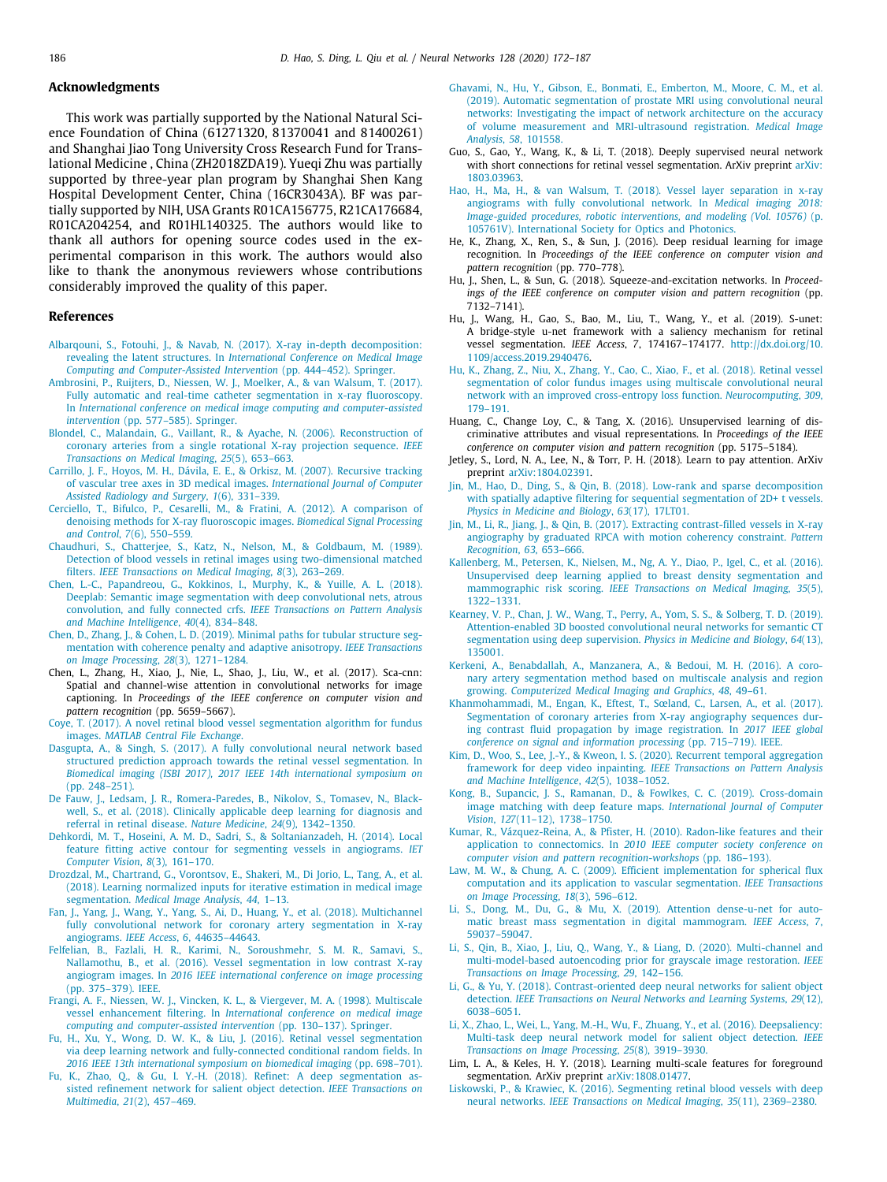## Acknowledgments

This work was partially supported by the National Natural Science Foundation of China (61271320, 81370041 and 81400261) and Shanghai Jiao Tong University Cross Research Fund for Translational Medicine , China (ZH2018ZDA19). Yueqi Zhu was partially supported by three-year plan program by Shanghai Shen Kang Hospital Development Center, China (16CR3043A). BF was partially supported by NIH, USA Grants R01CA156775, R21CA176684, R01CA204254, and R01HL140325. The authors would like to thank all authors for opening source codes used in the experimental comparison in this work. The authors would also like to thank the anonymous reviewers whose contributions considerably improved the quality of this paper.

## References

Albarqouni, S., Fotouhi, J., & Navab, N. (2017). X-ray in-depth decomposition: revealing the latent structures. In *International Conference on Medical Image Computing and Computer-Assisted Intervention* (pp. 444–452). Springer.

Ambrosini, P., Ruijters, D., Niessen, W. J., Moelker, A., & van Walsum, T. (2017). Fully automatic and real-time catheter segmentation in x-ray fluoroscopy. In *International conference on medical image computing and computer-assisted intervention* (pp. 577–585). Springer.

Blondel, C., Malandain, G., Vaillant, R., & Ayache, N. (2006). Reconstruction of coronary arteries from a single rotational X-ray projection sequence. *IEEE Transactions on Medical Imaging*, *25*(5), 653–663.

Carrillo, J. F., Hoyos, M. H., Dávila, E. E., & Orkisz, M. (2007). Recursive tracking of vascular tree axes in 3D medical images. *International Journal of Computer Assisted Radiology and Surgery*, *1*(6), 331–339.

Cerciello, T., Bifulco, P., Cesarelli, M., & Fratini, A. (2012). A comparison of denoising methods for X-ray fluoroscopic images. *Biomedical Signal Processing and Control*, *7*(6), 550–559.

Chaudhuri, S., Chatterjee, S., Katz, N., Nelson, M., & Goldbaum, M. (1989). Detection of blood vessels in retinal images using two-dimensional matched filters. *IEEE Transactions on Medical Imaging*, *8*(3), 263–269.

Chen, L.-C., Papandreou, G., Kokkinos, I., Murphy, K., & Yuille, A. L. (2018). Deeplab: Semantic image segmentation with deep convolutional nets, atrous convolution, and fully connected crfs. *IEEE Transactions on Pattern Analysis and Machine Intelligence*, *40*(4), 834–848.

Chen, D., Zhang, J., & Cohen, L. D. (2019). Minimal paths for tubular structure segmentation with coherence penalty and adaptive anisotropy. *IEEE Transactions on Image Processing*, *28*(3), 1271–1284.

Chen, L., Zhang, H., Xiao, J., Nie, L., Shao, J., Liu, W., et al. (2017). Sca-cnn: Spatial and channel-wise attention in convolutional networks for image captioning. In *Proceedings of the IEEE conference on computer vision and pattern recognition* (pp. 5659–5667).

Coye, T. (2017). A novel retinal blood vessel segmentation algorithm for fundus images. *MATLAB Central File Exchange*.

Dasgupta, A., & Singh, S. (2017). A fully convolutional neural network based structured prediction approach towards the retinal vessel segmentation. In *Biomedical imaging (ISBI 2017), 2017 IEEE 14th international symposium on* (pp. 248–251).

De Fauw, J., Ledsam, J. R., Romera-Paredes, B., Nikolov, S., Tomasev, N., Blackwell, S., et al. (2018). Clinically applicable deep learning for diagnosis and referral in retinal disease. *Nature Medicine*, *24*(9), 1342–1350.

Dehkordi, M. T., Hoseini, A. M. D., Sadri, S., & Soltanianzadeh, H. (2014). Local feature fitting active contour for segmenting vessels in angiograms. *IET Computer Vision*, *8*(3), 161–170.

Drozdzal, M., Chartrand, G., Vorontsov, E., Shakeri, M., Di Jorio, L., Tang, A., et al. (2018). Learning normalized inputs for iterative estimation in medical image segmentation. *Medical Image Analysis*, *44*, 1–13.

Fan, J., Yang, J., Wang, Y., Yang, S., Ai, D., Huang, Y., et al. (2018). Multichannel fully convolutional network for coronary artery segmentation in X-ray angiograms. *IEEE Access*, *6*, 44635–44643.

Felfelian, B., Fazlali, H. R., Karimi, N., Soroushmehr, S. M. R., Samavi, S., Nallamothu, B., et al. (2016). Vessel segmentation in low contrast X-ray angiogram images. In *2016 IEEE international conference on image processing* (pp. 375–379). IEEE.

Frangi, A. F., Niessen, W. J., Vincken, K. L., & Viergever, M. A. (1998). Multiscale vessel enhancement filtering. In *International conference on medical image computing and computer-assisted intervention* (pp. 130–137). Springer.

Fu, H., Xu, Y., Wong, D. W. K., & Liu, J. (2016). Retinal vessel segmentation via deep learning network and fully-connected conditional random fields. In *2016 IEEE 13th international symposium on biomedical imaging* (pp. 698–701).

Fu, K., Zhao, Q., & Gu, I. Y.-H. (2018). Refinet: A deep segmentation assisted refinement network for salient object detection. *IEEE Transactions on Multimedia*, *21*(2), 457–469.

Ghavami, N., Hu, Y., Gibson, E., Bonmati, E., Emberton, M., Moore, C. M., et al. (2019). Automatic segmentation of prostate MRI using convolutional neural networks: Investigating the impact of network architecture on the accuracy of volume measurement and MRI-ultrasound registration. *Medical Image Analysis*, *58*, 101558.

Guo, S., Gao, Y., Wang, K., & Li, T. (2018). Deeply supervised neural network with short connections for retinal vessel segmentation. ArXiv preprint arXiv:1803.03963.

Hao, H., Ma, H., & van Walsum, T. (2018). Vessel layer separation in x-ray angiograms with fully convolutional network. In *Medical imaging 2018: Image-guided procedures, robotic interventions, and modeling (Vol. 10576)* (p. 105761V). International Society for Optics and Photonics.

He, K., Zhang, X., Ren, S., & Sun, J. (2016). Deep residual learning for image recognition. In *Proceedings of the IEEE conference on computer vision and pattern recognition* (pp. 770–778).

Hu, J., Shen, L., & Sun, G. (2018). Squeeze-and-excitation networks. In *Proceedings of the IEEE conference on computer vision and pattern recognition* (pp. 7132–7141).

Hu, J., Wang, H., Gao, S., Bao, M., Liu, T., Wang, Y., et al. (2019). S-unet: A bridge-style u-net framework with a saliency mechanism for retinal vessel segmentation. *IEEE Access*, *7*, 174167–174177. http://dx.doi.org/10.1109/access.2019.2940476.

Hu, K., Zhang, Z., Niu, X., Zhang, Y., Cao, C., Xiao, F., et al. (2018). Retinal vessel segmentation of color fundus images using multiscale convolutional neural network with an improved cross-entropy loss function. *Neurocomputing*, *309*, 179–191.

Huang, C., Change Loy, C., & Tang, X. (2016). Unsupervised learning of discriminative attributes and visual representations. In *Proceedings of the IEEE conference on computer vision and pattern recognition* (pp. 5175–5184).

Jetley, S., Lord, N. A., Lee, N., & Torr, P. H. (2018). Learn to pay attention. ArXiv preprint arXiv:1804.02391.

Jin, M., Hao, D., Ding, S., & Qin, B. (2018). Low-rank and sparse decomposition with spatially adaptive filtering for sequential segmentation of 2D+ t vessels. *Physics in Medicine and Biology*, *63*(17), 17LT01.

Jin, M., Li, R., Jiang, J., & Qin, B. (2017). Extracting contrast-filled vessels in X-ray angiography by graduated RPCA with motion coherency constraint. *Pattern Recognition*, *63*, 653–666.

Kallenberg, M., Petersen, K., Nielsen, M., Ng, A. Y., Diao, P., Igel, C., et al. (2016). Unsupervised deep learning applied to breast density segmentation and mammographic risk scoring. *IEEE Transactions on Medical Imaging*, *35*(5), 1322–1331.

Kearney, V. P., Chan, J. W., Wang, T., Perry, A., Yom, S. S., & Solberg, T. D. (2019). Attention-enabled 3D boosted convolutional neural networks for semantic CT segmentation using deep supervision. *Physics in Medicine and Biology*, *64*(13), 135001.

Kerkeni, A., Benabdallah, A., Manzanera, A., & Bedoui, M. H. (2016). A coronary artery segmentation method based on multiscale analysis and region growing. *Computerized Medical Imaging and Graphics*, *48*, 49–61.

Khanmohammadi, M., Engan, K., Eftest, T., Sæland, C., Larsen, A., et al. (2017). Segmentation of coronary arteries from X-ray angiography sequences during contrast fluid propagation by image registration. In *2017 IEEE global conference on signal and information processing* (pp. 715–719). IEEE.

Kim, D., Woo, S., Lee, J.-Y., & Kweon, I. S. (2020). Recurrent temporal aggregation framework for deep video inpainting. *IEEE Transactions on Pattern Analysis and Machine Intelligence*, *42*(5), 1038–1052.

Kong, B., Supancic, J. S., Ramanan, D., & Fowlkes, C. C. (2019). Cross-domain image matching with deep feature maps. *International Journal of Computer Vision*, *127*(11–12), 1738–1750.

Kumar, R., Vázquez-Reina, A., & Pfister, H. (2010). Radon-like features and their application to connectomics. In *2010 IEEE computer society conference on computer vision and pattern recognition-workshops* (pp. 186–193).

Law, M. W., & Chung, A. C. (2009). Efficient implementation for spherical flux computation and its application to vascular segmentation. *IEEE Transactions on Image Processing*, *18*(3), 596–612.

Li, S., Dong, M., Du, G., & Mu, X. (2019). Attention dense-u-net for automatic breast mass segmentation in digital mammogram. *IEEE Access*, *7*, 59037–59047.

Li, S., Qin, B., Xiao, J., Liu, Q., Wang, Y., & Liang, D. (2020). Multi-channel and multi-model-based autoencoding prior for grayscale image restoration. *IEEE Transactions on Image Processing*, *29*, 142–156.

Li, G., & Yu, Y. (2018). Contrast-oriented deep neural networks for salient object detection. *IEEE Transactions on Neural Networks and Learning Systems*, *29*(12), 6038–6051.

Li, X., Zhao, L., Wei, L., Yang, M.-H., Wu, F., Zhuang, Y., et al. (2016). Deepsaliency: Multi-task deep neural network model for salient object detection. *IEEE Transactions on Image Processing*, *25*(8), 3919–3930.

Lim, L. A., & Keles, H. Y. (2018). Learning multi-scale features for foreground segmentation. ArXiv preprint arXiv:1808.01477.

Liskowski, P., & Krawiec, K. (2016). Segmenting retinal blood vessels with deep neural networks. *IEEE Transactions on Medical Imaging*, *35*(11), 2369–2380.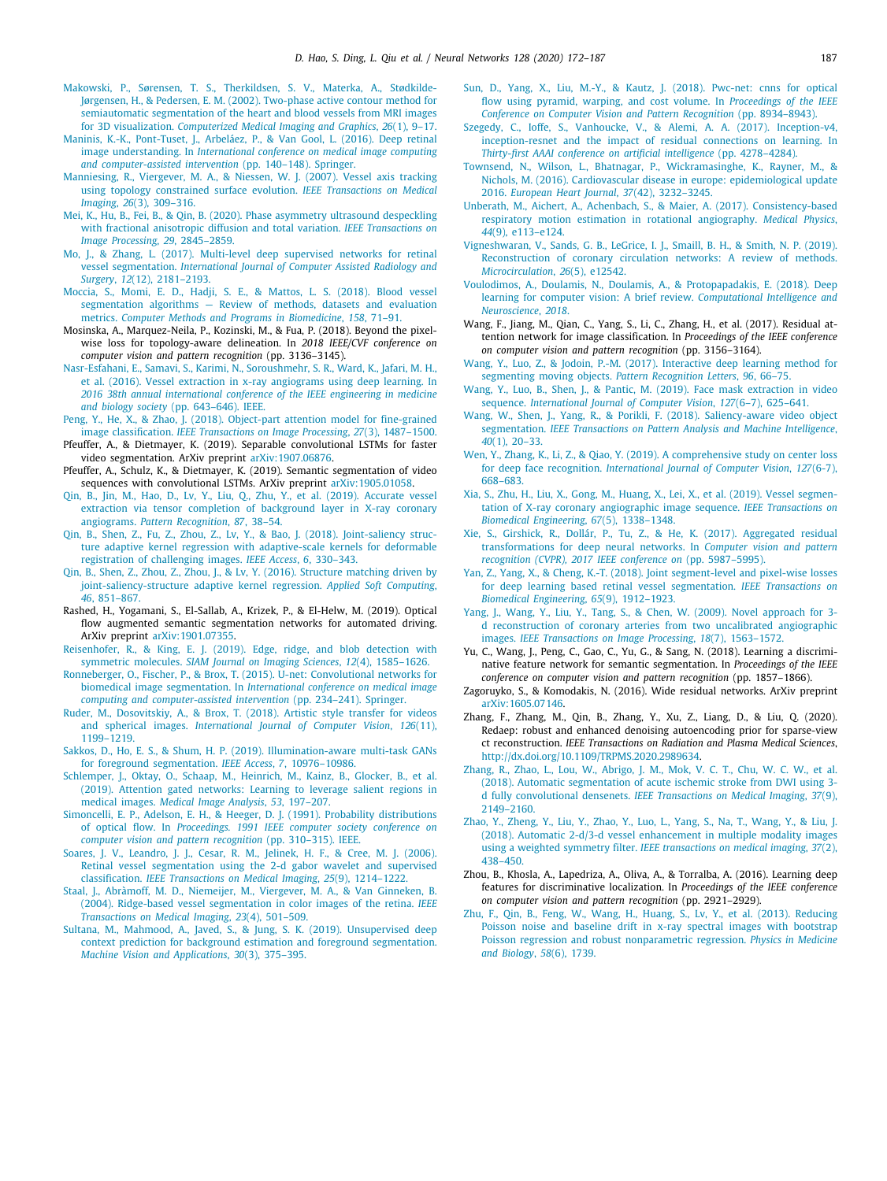Makowski, P., Sørensen, T. S., Therkildsen, S. V., Materka, A., Stødkilde-Jørgensen, H., & Pedersen, E. M. (2002). Two-phase active contour method for semiautomatic segmentation of the heart and blood vessels from MRI images for 3D visualization. *Computerized Medical Imaging and Graphics*, *26*(1), 9–17.

Maninis, K.-K., Pont-Tuset, J., Arbeláez, P., & Van Gool, L. (2016). Deep retinal image understanding. In *International conference on medical image computing and computer-assisted intervention* (pp. 140–148). Springer.

Manniesing, R., Viergever, M. A., & Niessen, W. J. (2007). Vessel axis tracking using topology constrained surface evolution. *IEEE Transactions on Medical Imaging*, *26*(3), 309–316.

Mei, K., Hu, B., Fei, B., & Qin, B. (2020). Phase asymmetry ultrasound despeckling with fractional anisotropic diffusion and total variation. *IEEE Transactions on Image Processing*, *29*, 2845–2859.

Mo, J., & Zhang, L. (2017). Multi-level deep supervised networks for retinal vessel segmentation. *International Journal of Computer Assisted Radiology and Surgery*, *12*(12), 2181–2193.

Moccia, S., Momi, E. D., Hadji, S. E., & Mattos, L. S. (2018). Blood vessel segmentation algorithms — Review of methods, datasets and evaluation metrics. *Computer Methods and Programs in Biomedicine*, *158*, 71–91.

Mosinska, A., Marquez-Neila, P., Kozinski, M., & Fua, P. (2018). Beyond the pixel-wise loss for topology-aware delineation. In *2018 IEEE/CVF conference on computer vision and pattern recognition* (pp. 3136–3145).

Nasr-Esfahani, E., Samavi, S., Karimi, N., Soroushmehr, S. R., Ward, K., Jafari, M. H., et al. (2016). Vessel extraction in x-ray angiograms using deep learning. In *2016 38th annual international conference of the IEEE engineering in medicine and biology society* (pp. 643–646). IEEE.

Peng, Y., He, X., & Zhao, J. (2018). Object-part attention model for fine-grained image classification. *IEEE Transactions on Image Processing*, *27*(3), 1487–1500.

Pfeuffer, A., & Dietmayer, K. (2019). Separable convolutional LSTMs for faster video segmentation. ArXiv preprint arXiv:1907.06876.

Pfeuffer, A., Schulz, K., & Dietmayer, K. (2019). Semantic segmentation of video sequences with convolutional LSTMs. ArXiv preprint arXiv:1905.01058.

Qin, B., Jin, M., Hao, D., Lv, Y., Liu, Q., Zhu, Y., et al. (2019). Accurate vessel extraction via tensor completion of background layer in X-ray coronary angiograms. *Pattern Recognition*, *87*, 38–54.

Qin, B., Shen, Z., Fu, Z., Zhou, Z., Lv, Y., & Bao, J. (2018). Joint-saliency structure adaptive kernel regression with adaptive-scale kernels for deformable registration of challenging images. *IEEE Access*, *6*, 330–343.

Qin, B., Shen, Z., Zhou, Z., Zhou, J., & Lv, Y. (2016). Structure matching driven by joint-saliency-structure adaptive kernel regression. *Applied Soft Computing*, *46*, 851–867.

Rashed, H., Yogamani, S., El-Sallab, A., Krizek, P., & El-Helw, M. (2019). Optical flow augmented semantic segmentation networks for automated driving. ArXiv preprint arXiv:1901.07355.

Reisenhofer, R., & King, E. J. (2019). Edge, ridge, and blob detection with symmetric molecules. *SIAM Journal on Imaging Sciences*, *12*(4), 1585–1626.

Ronneberger, O., Fischer, P., & Brox, T. (2015). U-net: Convolutional networks for biomedical image segmentation. In *International conference on medical image computing and computer-assisted intervention* (pp. 234–241). Springer.

Ruder, M., Dosovitskiy, A., & Brox, T. (2018). Artistic style transfer for videos and spherical images. *International Journal of Computer Vision*, *126*(11), 1199–1219.

Sakkos, D., Ho, E. S., & Shum, H. P. (2019). Illumination-aware multi-task GANs for foreground segmentation. *IEEE Access*, *7*, 10976–10986.

Schlemper, J., Oktay, O., Schaap, M., Heinrich, M., Kainz, B., Glocker, B., et al. (2019). Attention gated networks: Learning to leverage salient regions in medical images. *Medical Image Analysis*, *53*, 197–207.

Simoncelli, E. P., Adelson, E. H., & Heeger, D. J. (1991). Probability distributions of optical flow. In *Proceedings. 1991 IEEE computer society conference on computer vision and pattern recognition* (pp. 310–315). IEEE.

Soares, J. V., Leandro, J. J., Cesar, R. M., Jelinek, H. F., & Cree, M. J. (2006). Retinal vessel segmentation using the 2-d gabor wavelet and supervised classification. *IEEE Transactions on Medical Imaging*, *25*(9), 1214–1222.

Staal, J., Abràmoff, M. D., Niemeijer, M., Viergever, M. A., & Van Ginneken, B. (2004). Ridge-based vessel segmentation in color images of the retina. *IEEE Transactions on Medical Imaging*, *23*(4), 501–509.

Sultana, M., Mahmood, A., Javed, S., & Jung, S. K. (2019). Unsupervised deep context prediction for background estimation and foreground segmentation. *Machine Vision and Applications*, *30*(3), 375–395.

Sun, D., Yang, X., Liu, M.-Y., & Kautz, J. (2018). Pwc-net: cnns for optical flow using pyramid, warping, and cost volume. In *Proceedings of the IEEE Conference on Computer Vision and Pattern Recognition* (pp. 8934–8943).

Szegedy, C., Ioffe, S., Vanhoucke, V., & Alemi, A. A. (2017). Inception-v4, inception-resnet and the impact of residual connections on learning. In *Thirty-first AAAI conference on artificial intelligence* (pp. 4278–4284).

Townsend, N., Wilson, L., Bhatnagar, P., Wickramasinghe, K., Rayner, M., & Nichols, M. (2016). Cardiovascular disease in europe: epidemiological update 2016. *European Heart Journal*, *37*(42), 3232–3245.

Unberath, M., Aichert, A., Achenbach, S., & Maier, A. (2017). Consistency-based respiratory motion estimation in rotational angiography. *Medical Physics*, *44*(9), e113–e124.

Vigneshwaran, V., Sands, G. B., LeGrice, I. J., Smaill, B. H., & Smith, N. P. (2019). Reconstruction of coronary circulation networks: A review of methods. *Microcirculation*, *26*(5), e12542.

Voulodimos, A., Doulamis, N., Doulamis, A., & Protopapadakis, E. (2018). Deep learning for computer vision: A brief review. *Computational Intelligence and Neuroscience*, *2018*.

Wang, F., Jiang, M., Qian, C., Yang, S., Li, C., Zhang, H., et al. (2017). Residual attention network for image classification. In *Proceedings of the IEEE conference on computer vision and pattern recognition* (pp. 3156–3164).

Wang, Y., Luo, Z., & Jodoin, P.-M. (2017). Interactive deep learning method for segmenting moving objects. *Pattern Recognition Letters*, *96*, 66–75.

Wang, Y., Luo, B., Shen, J., & Pantic, M. (2019). Face mask extraction in video sequence. *International Journal of Computer Vision*, *127*(6–7), 625–641.

Wang, W., Shen, J., Yang, R., & Porikli, F. (2018). Saliency-aware video object segmentation. *IEEE Transactions on Pattern Analysis and Machine Intelligence*, *40*(1), 20–33.

Wen, Y., Zhang, K., Li, Z., & Qiao, Y. (2019). A comprehensive study on center loss for deep face recognition. *International Journal of Computer Vision*, *127*(6-7), 668–683.

Xia, S., Zhu, H., Liu, X., Gong, M., Huang, X., Lei, X., et al. (2019). Vessel segmentation of X-ray coronary angiographic image sequence. *IEEE Transactions on Biomedical Engineering*, *67*(5), 1338–1348.

Xie, S., Girshick, R., Dollár, P., Tu, Z., & He, K. (2017). Aggregated residual transformations for deep neural networks. In *Computer vision and pattern recognition (CVPR), 2017 IEEE conference on* (pp. 5987–5995).

Yan, Z., Yang, X., & Cheng, K.-T. (2018). Joint segment-level and pixel-wise losses for deep learning based retinal vessel segmentation. *IEEE Transactions on Biomedical Engineering*, *65*(9), 1912–1923.

Yang, J., Wang, Y., Liu, Y., Tang, S., & Chen, W. (2009). Novel approach for 3-d reconstruction of coronary arteries from two uncalibrated angiographic images. *IEEE Transactions on Image Processing*, *18*(7), 1563–1572.

Yu, C., Wang, J., Peng, C., Gao, C., Yu, G., & Sang, N. (2018). Learning a discriminative feature network for semantic segmentation. In *Proceedings of the IEEE conference on computer vision and pattern recognition* (pp. 1857–1866).

Zagoruyko, S., & Komodakis, N. (2016). Wide residual networks. ArXiv preprint arXiv:1605.07146.

Zhang, F., Zhang, M., Qin, B., Zhang, Y., Xu, Z., Liang, D., & Liu, Q. (2020). Redaep: robust and enhanced denoising autoencoding prior for sparse-view ct reconstruction. *IEEE Transactions on Radiation and Plasma Medical Sciences*, http://dx.doi.org/10.1109/TRPMS.2020.2989634.

Zhang, R., Zhao, L., Lou, W., Abrigo, J. M., Mok, V. C. T., Chu, W. C. W., et al. (2018). Automatic segmentation of acute ischemic stroke from DWI using 3-d fully convolutional densenets. *IEEE Transactions on Medical Imaging*, *37*(9), 2149–2160.

Zhao, Y., Zheng, Y., Liu, Y., Zhao, Y., Luo, L., Yang, S., Na, T., Wang, Y., & Liu, J. (2018). Automatic 2-d/3-d vessel enhancement in multiple modality images using a weighted symmetry filter. *IEEE transactions on medical imaging*, *37*(2), 438–450.

Zhou, B., Khosla, A., Lapedriza, A., Oliva, A., & Torralba, A. (2016). Learning deep features for discriminative localization. In *Proceedings of the IEEE conference on computer vision and pattern recognition* (pp. 2921–2929).

Zhu, F., Qin, B., Feng, W., Wang, H., Huang, S., Lv, Y., et al. (2013). Reducing Poisson noise and baseline drift in x-ray spectral images with bootstrap Poisson regression and robust nonparametric regression. *Physics in Medicine and Biology*, *58*(6), 1739.